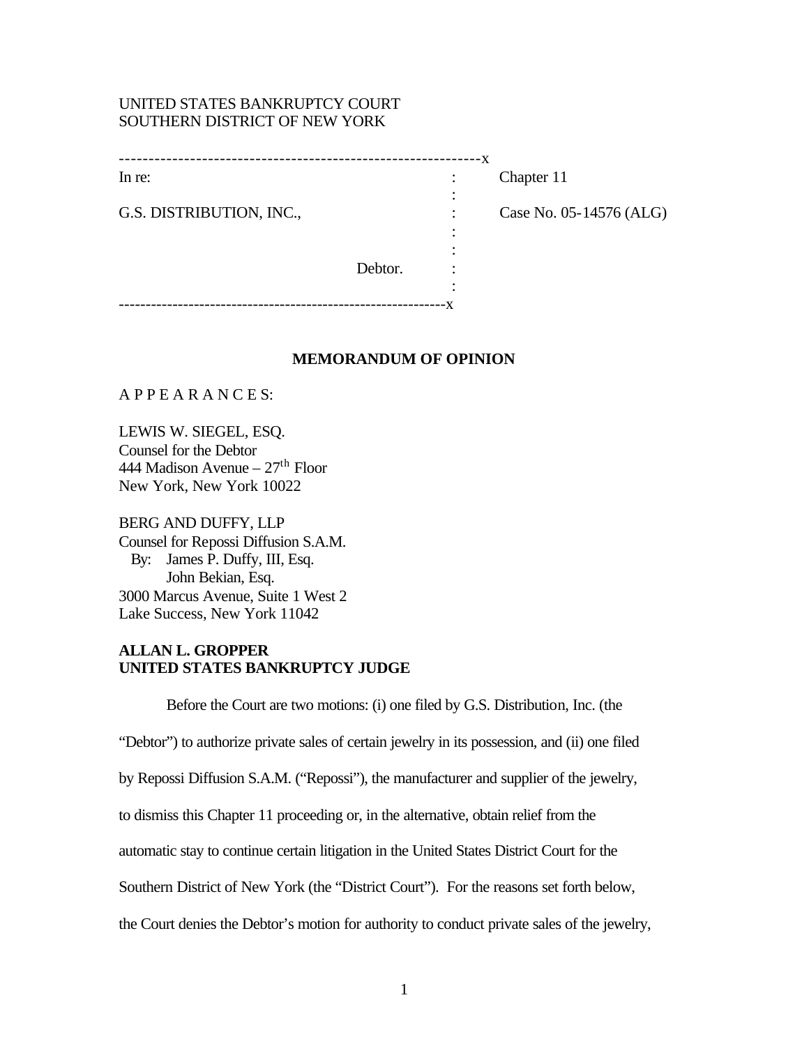UNITED STATES BANKRUPTCY COURT
SOUTHERN DISTRICT OF NEW YORK

| | | |
|---|---|---|
| In re: | : | Chapter 11 |
| G.S. DISTRIBUTION, INC., | : | Case No. 05-14576 (ALG) |
| Debtor. | : | |

## MEMORANDUM OF OPINION

A P P E A R A N C E S:

LEWIS W. SIEGEL, ESQ.
Counsel for the Debtor
444 Madison Avenue – 27th Floor
New York, New York 10022

BERG AND DUFFY, LLP
Counsel for Repossi Diffusion S.A.M.
By: James P. Duffy, III, Esq.
John Bekian, Esq.
3000 Marcus Avenue, Suite 1 West 2
Lake Success, New York 11042

**ALLAN L. GROPPER**
**UNITED STATES BANKRUPTCY JUDGE**

Before the Court are two motions: (i) one filed by G.S. Distribution, Inc. (the "Debtor") to authorize private sales of certain jewelry in its possession, and (ii) one filed by Repossi Diffusion S.A.M. ("Repossi"), the manufacturer and supplier of the jewelry, to dismiss this Chapter 11 proceeding or, in the alternative, obtain relief from the automatic stay to continue certain litigation in the United States District Court for the Southern District of New York (the "District Court"). For the reasons set forth below, the Court denies the Debtor's motion for authority to conduct private sales of the jewelry,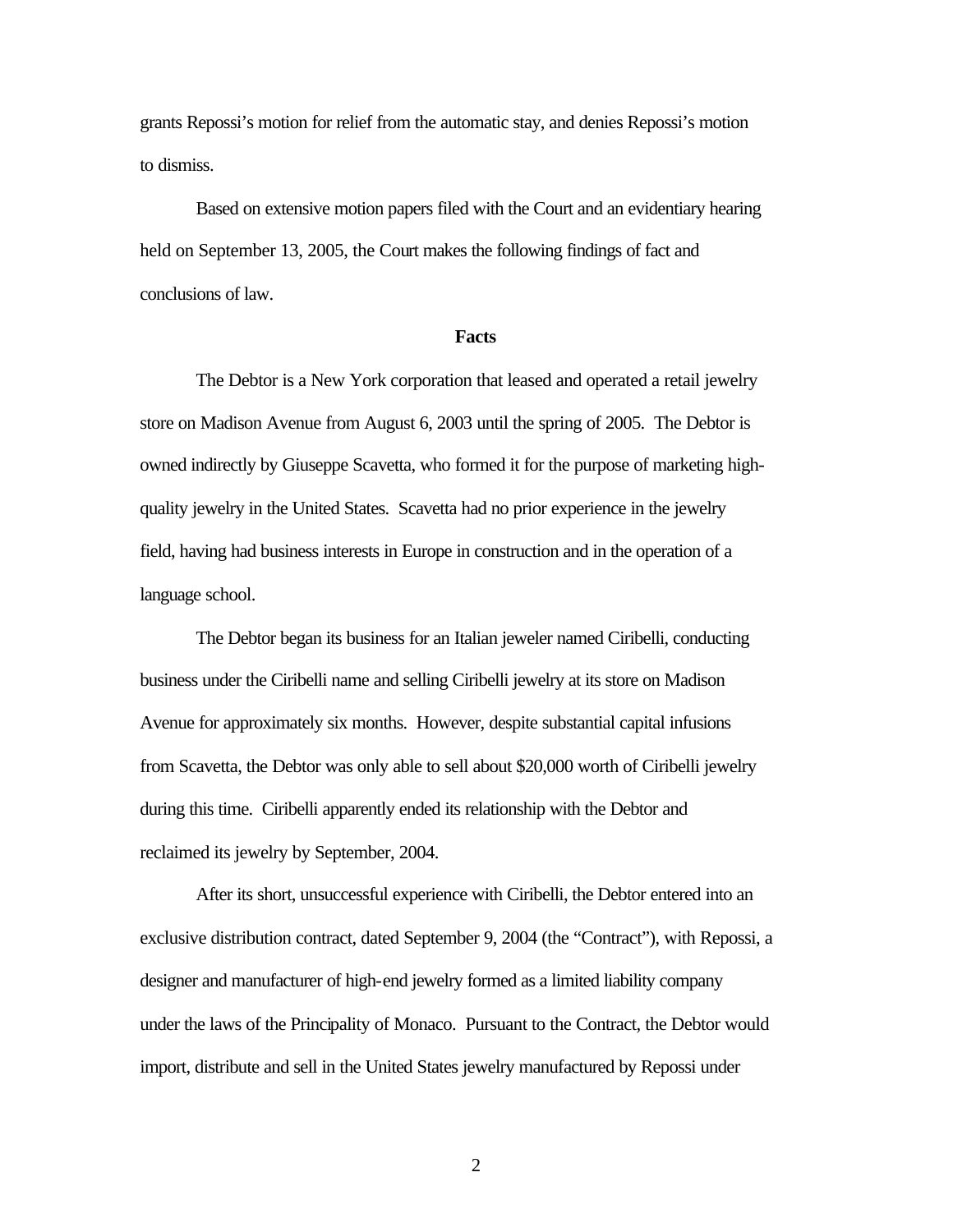grants Repossi's motion for relief from the automatic stay, and denies Repossi's motion to dismiss.

Based on extensive motion papers filed with the Court and an evidentiary hearing held on September 13, 2005, the Court makes the following findings of fact and conclusions of law.

**Facts**

The Debtor is a New York corporation that leased and operated a retail jewelry store on Madison Avenue from August 6, 2003 until the spring of 2005. The Debtor is owned indirectly by Giuseppe Scavetta, who formed it for the purpose of marketing high-quality jewelry in the United States. Scavetta had no prior experience in the jewelry field, having had business interests in Europe in construction and in the operation of a language school.

The Debtor began its business for an Italian jeweler named Ciribelli, conducting business under the Ciribelli name and selling Ciribelli jewelry at its store on Madison Avenue for approximately six months. However, despite substantial capital infusions from Scavetta, the Debtor was only able to sell about $20,000 worth of Ciribelli jewelry during this time. Ciribelli apparently ended its relationship with the Debtor and reclaimed its jewelry by September, 2004.

After its short, unsuccessful experience with Ciribelli, the Debtor entered into an exclusive distribution contract, dated September 9, 2004 (the "Contract"), with Repossi, a designer and manufacturer of high-end jewelry formed as a limited liability company under the laws of the Principality of Monaco. Pursuant to the Contract, the Debtor would import, distribute and sell in the United States jewelry manufactured by Repossi under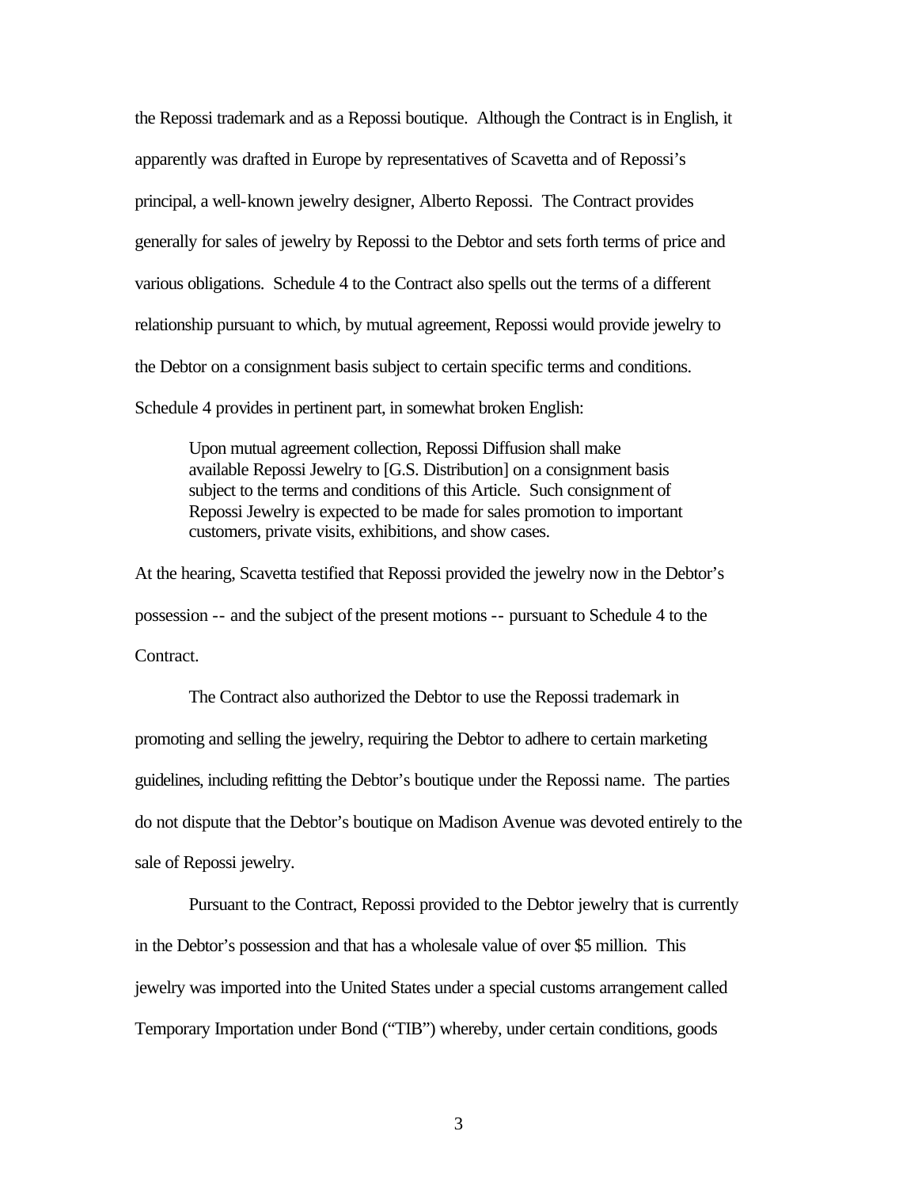the Repossi trademark and as a Repossi boutique. Although the Contract is in English, it apparently was drafted in Europe by representatives of Scavetta and of Repossi's principal, a well-known jewelry designer, Alberto Repossi. The Contract provides generally for sales of jewelry by Repossi to the Debtor and sets forth terms of price and various obligations. Schedule 4 to the Contract also spells out the terms of a different relationship pursuant to which, by mutual agreement, Repossi would provide jewelry to the Debtor on a consignment basis subject to certain specific terms and conditions. Schedule 4 provides in pertinent part, in somewhat broken English:

> Upon mutual agreement collection, Repossi Diffusion shall make available Repossi Jewelry to [G.S. Distribution] on a consignment basis subject to the terms and conditions of this Article. Such consignment of Repossi Jewelry is expected to be made for sales promotion to important customers, private visits, exhibitions, and show cases.

At the hearing, Scavetta testified that Repossi provided the jewelry now in the Debtor's possession -- and the subject of the present motions -- pursuant to Schedule 4 to the Contract.

The Contract also authorized the Debtor to use the Repossi trademark in promoting and selling the jewelry, requiring the Debtor to adhere to certain marketing guidelines, including refitting the Debtor's boutique under the Repossi name. The parties do not dispute that the Debtor's boutique on Madison Avenue was devoted entirely to the sale of Repossi jewelry.

Pursuant to the Contract, Repossi provided to the Debtor jewelry that is currently in the Debtor's possession and that has a wholesale value of over $5 million. This jewelry was imported into the United States under a special customs arrangement called Temporary Importation under Bond ("TIB") whereby, under certain conditions, goods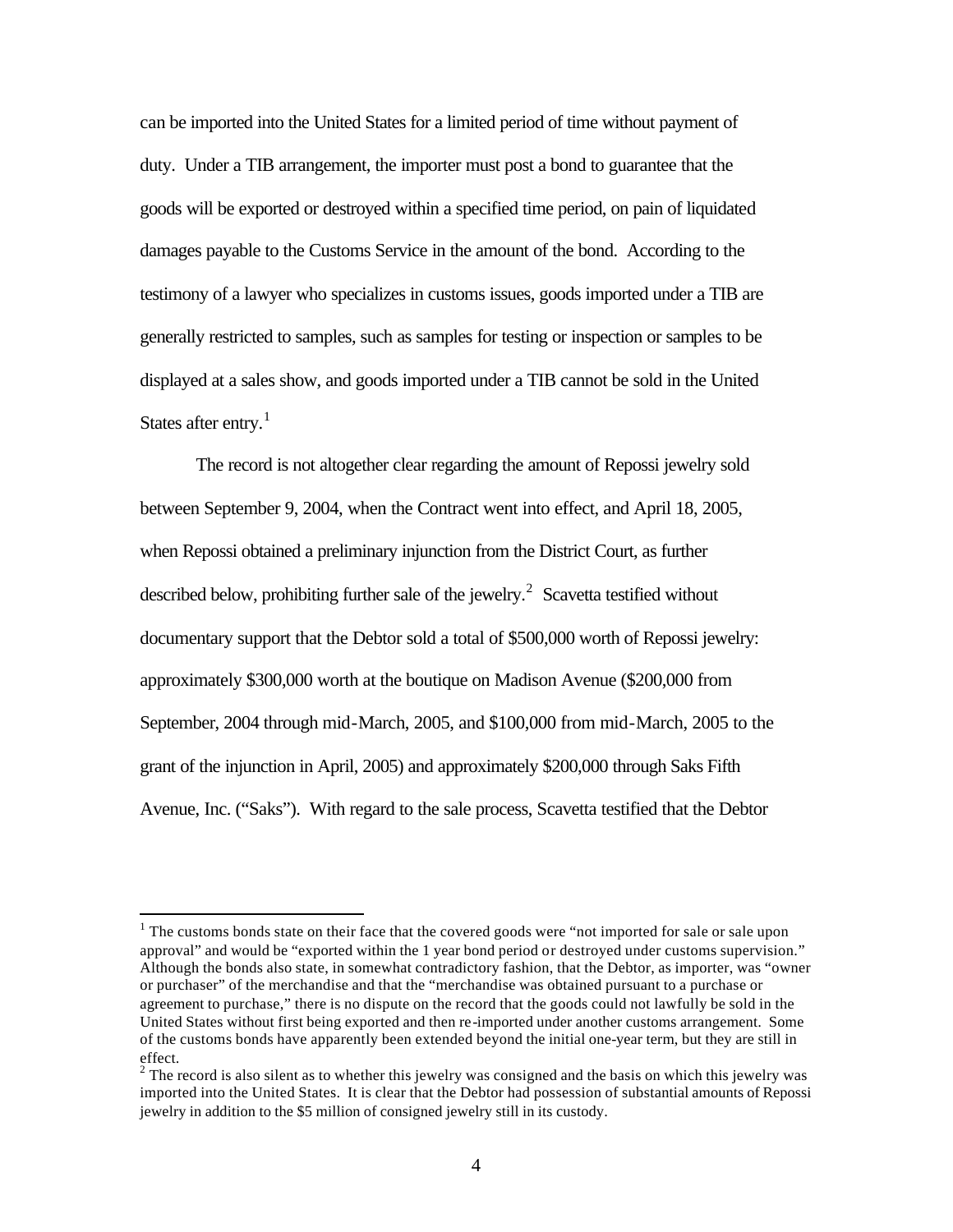can be imported into the United States for a limited period of time without payment of duty. Under a TIB arrangement, the importer must post a bond to guarantee that the goods will be exported or destroyed within a specified time period, on pain of liquidated damages payable to the Customs Service in the amount of the bond. According to the testimony of a lawyer who specializes in customs issues, goods imported under a TIB are generally restricted to samples, such as samples for testing or inspection or samples to be displayed at a sales show, and goods imported under a TIB cannot be sold in the United States after entry.[1]

The record is not altogether clear regarding the amount of Repossi jewelry sold between September 9, 2004, when the Contract went into effect, and April 18, 2005, when Repossi obtained a preliminary injunction from the District Court, as further described below, prohibiting further sale of the jewelry.[2] Scavetta testified without documentary support that the Debtor sold a total of $500,000 worth of Repossi jewelry: approximately $300,000 worth at the boutique on Madison Avenue ($200,000 from September, 2004 through mid-March, 2005, and $100,000 from mid-March, 2005 to the grant of the injunction in April, 2005) and approximately $200,000 through Saks Fifth Avenue, Inc. ("Saks"). With regard to the sale process, Scavetta testified that the Debtor

---

[1] The customs bonds state on their face that the covered goods were "not imported for sale or sale upon approval" and would be "exported within the 1 year bond period or destroyed under customs supervision." Although the bonds also state, in somewhat contradictory fashion, that the Debtor, as importer, was "owner or purchaser" of the merchandise and that the "merchandise was obtained pursuant to a purchase or agreement to purchase," there is no dispute on the record that the goods could not lawfully be sold in the United States without first being exported and then re-imported under another customs arrangement. Some of the customs bonds have apparently been extended beyond the initial one-year term, but they are still in effect.

[2] The record is also silent as to whether this jewelry was consigned and the basis on which this jewelry was imported into the United States. It is clear that the Debtor had possession of substantial amounts of Repossi jewelry in addition to the $5 million of consigned jewelry still in its custody.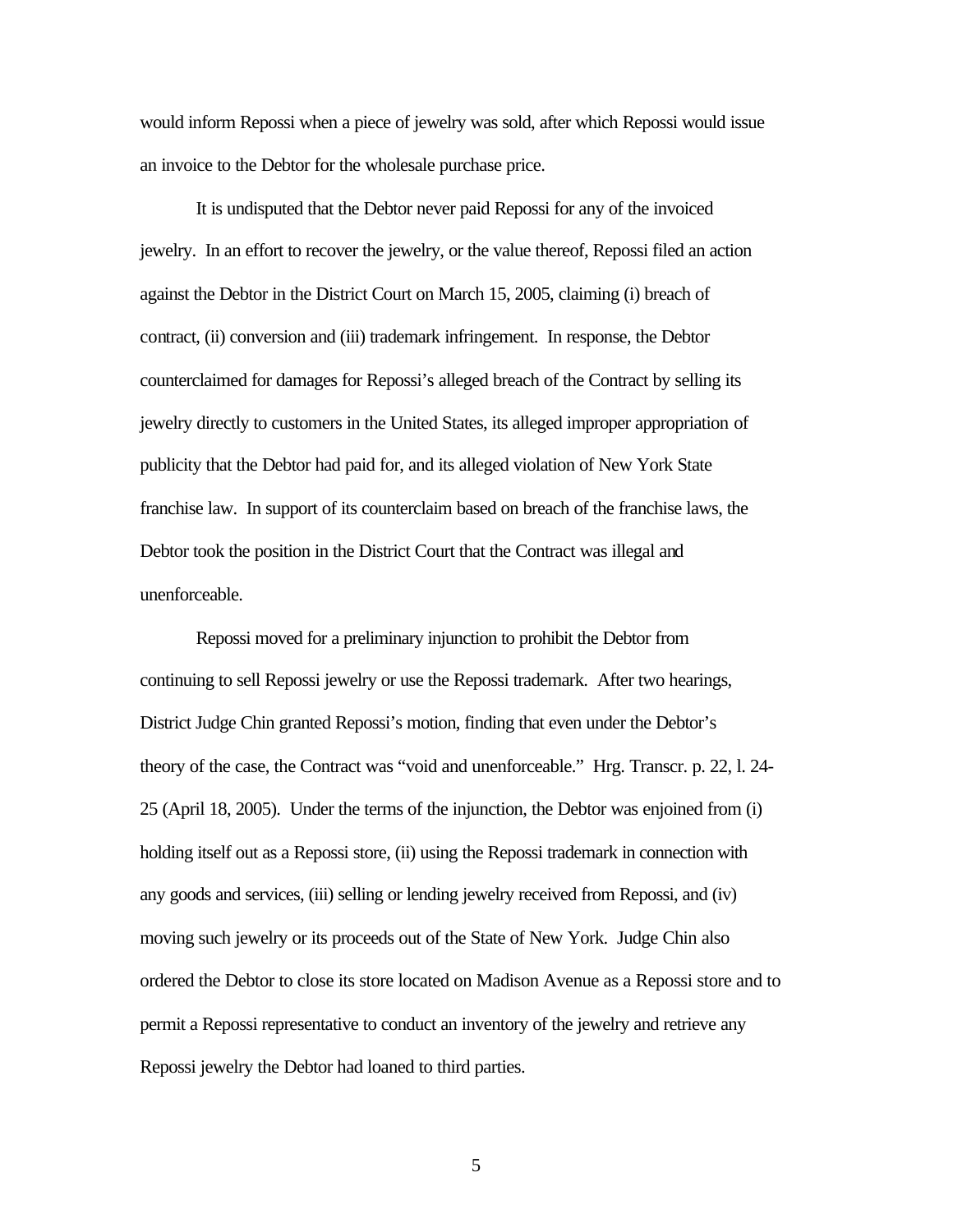would inform Repossi when a piece of jewelry was sold, after which Repossi would issue an invoice to the Debtor for the wholesale purchase price.

It is undisputed that the Debtor never paid Repossi for any of the invoiced jewelry. In an effort to recover the jewelry, or the value thereof, Repossi filed an action against the Debtor in the District Court on March 15, 2005, claiming (i) breach of contract, (ii) conversion and (iii) trademark infringement. In response, the Debtor counterclaimed for damages for Repossi's alleged breach of the Contract by selling its jewelry directly to customers in the United States, its alleged improper appropriation of publicity that the Debtor had paid for, and its alleged violation of New York State franchise law. In support of its counterclaim based on breach of the franchise laws, the Debtor took the position in the District Court that the Contract was illegal and unenforceable.

Repossi moved for a preliminary injunction to prohibit the Debtor from continuing to sell Repossi jewelry or use the Repossi trademark. After two hearings, District Judge Chin granted Repossi's motion, finding that even under the Debtor's theory of the case, the Contract was "void and unenforceable." Hrg. Transcr. p. 22, l. 24-25 (April 18, 2005). Under the terms of the injunction, the Debtor was enjoined from (i) holding itself out as a Repossi store, (ii) using the Repossi trademark in connection with any goods and services, (iii) selling or lending jewelry received from Repossi, and (iv) moving such jewelry or its proceeds out of the State of New York. Judge Chin also ordered the Debtor to close its store located on Madison Avenue as a Repossi store and to permit a Repossi representative to conduct an inventory of the jewelry and retrieve any Repossi jewelry the Debtor had loaned to third parties.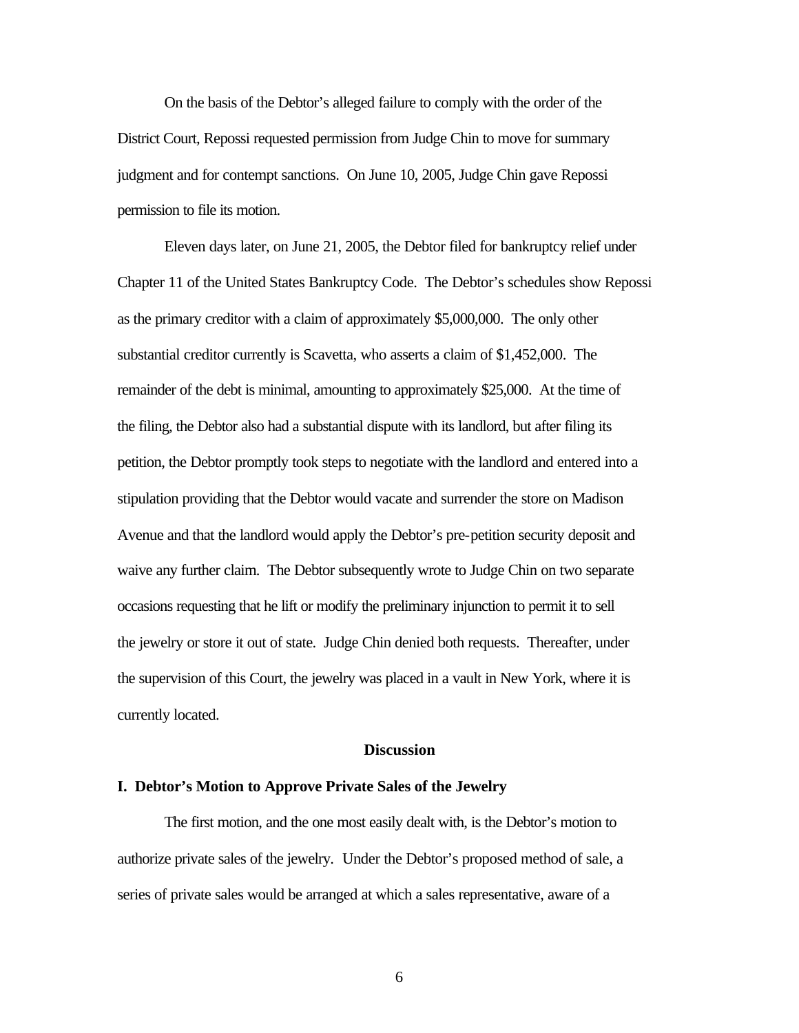On the basis of the Debtor's alleged failure to comply with the order of the District Court, Repossi requested permission from Judge Chin to move for summary judgment and for contempt sanctions. On June 10, 2005, Judge Chin gave Repossi permission to file its motion.

Eleven days later, on June 21, 2005, the Debtor filed for bankruptcy relief under Chapter 11 of the United States Bankruptcy Code. The Debtor's schedules show Repossi as the primary creditor with a claim of approximately $5,000,000. The only other substantial creditor currently is Scavetta, who asserts a claim of $1,452,000. The remainder of the debt is minimal, amounting to approximately $25,000. At the time of the filing, the Debtor also had a substantial dispute with its landlord, but after filing its petition, the Debtor promptly took steps to negotiate with the landlord and entered into a stipulation providing that the Debtor would vacate and surrender the store on Madison Avenue and that the landlord would apply the Debtor's pre-petition security deposit and waive any further claim. The Debtor subsequently wrote to Judge Chin on two separate occasions requesting that he lift or modify the preliminary injunction to permit it to sell the jewelry or store it out of state. Judge Chin denied both requests. Thereafter, under the supervision of this Court, the jewelry was placed in a vault in New York, where it is currently located.

## Discussion

### I. Debtor's Motion to Approve Private Sales of the Jewelry

The first motion, and the one most easily dealt with, is the Debtor's motion to authorize private sales of the jewelry. Under the Debtor's proposed method of sale, a series of private sales would be arranged at which a sales representative, aware of a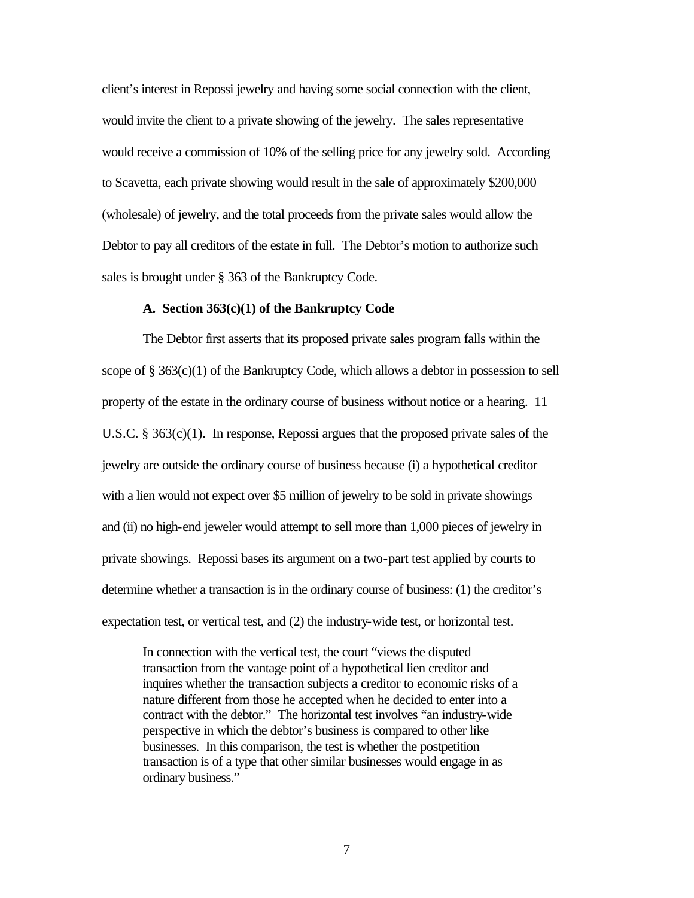client's interest in Repossi jewelry and having some social connection with the client, would invite the client to a private showing of the jewelry. The sales representative would receive a commission of 10% of the selling price for any jewelry sold. According to Scavetta, each private showing would result in the sale of approximately $200,000 (wholesale) of jewelry, and the total proceeds from the private sales would allow the Debtor to pay all creditors of the estate in full. The Debtor's motion to authorize such sales is brought under § 363 of the Bankruptcy Code.

### A. Section 363(c)(1) of the Bankruptcy Code

The Debtor first asserts that its proposed private sales program falls within the scope of § 363(c)(1) of the Bankruptcy Code, which allows a debtor in possession to sell property of the estate in the ordinary course of business without notice or a hearing. 11 U.S.C. § 363(c)(1). In response, Repossi argues that the proposed private sales of the jewelry are outside the ordinary course of business because (i) a hypothetical creditor with a lien would not expect over $5 million of jewelry to be sold in private showings and (ii) no high-end jeweler would attempt to sell more than 1,000 pieces of jewelry in private showings. Repossi bases its argument on a two-part test applied by courts to determine whether a transaction is in the ordinary course of business: (1) the creditor's expectation test, or vertical test, and (2) the industry-wide test, or horizontal test.

> In connection with the vertical test, the court "views the disputed transaction from the vantage point of a hypothetical lien creditor and inquires whether the transaction subjects a creditor to economic risks of a nature different from those he accepted when he decided to enter into a contract with the debtor." The horizontal test involves "an industry-wide perspective in which the debtor's business is compared to other like businesses. In this comparison, the test is whether the postpetition transaction is of a type that other similar businesses would engage in as ordinary business."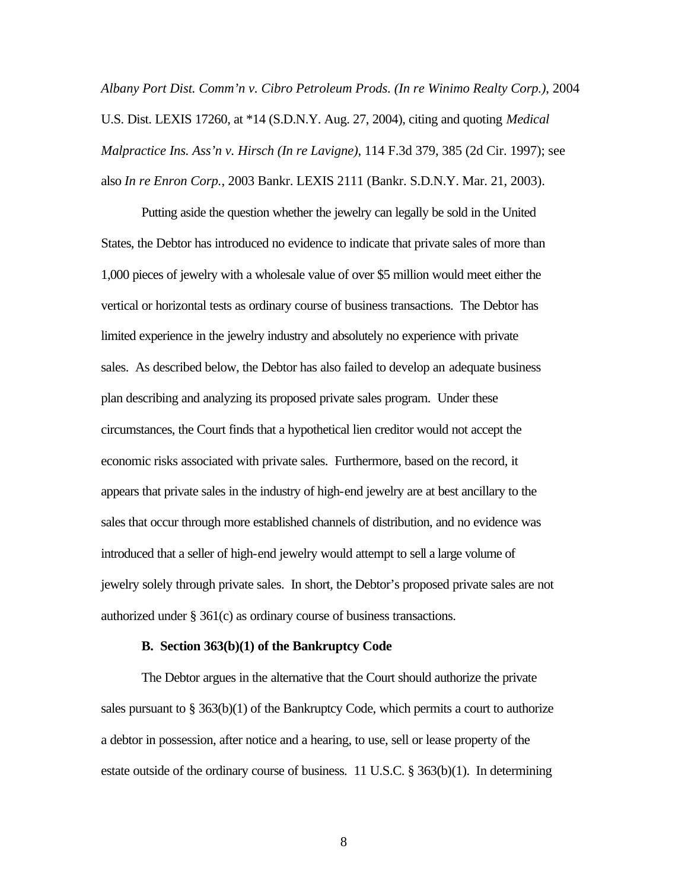*Albany Port Dist. Comm'n v. Cibro Petroleum Prods. (In re Winimo Realty Corp.)*, 2004 U.S. Dist. LEXIS 17260, at *14 (S.D.N.Y. Aug. 27, 2004), citing and quoting *Medical Malpractice Ins. Ass'n v. Hirsch (In re Lavigne)*, 114 F.3d 379, 385 (2d Cir. 1997); see also *In re Enron Corp.*, 2003 Bankr. LEXIS 2111 (Bankr. S.D.N.Y. Mar. 21, 2003).

Putting aside the question whether the jewelry can legally be sold in the United States, the Debtor has introduced no evidence to indicate that private sales of more than 1,000 pieces of jewelry with a wholesale value of over $5 million would meet either the vertical or horizontal tests as ordinary course of business transactions. The Debtor has limited experience in the jewelry industry and absolutely no experience with private sales. As described below, the Debtor has also failed to develop an adequate business plan describing and analyzing its proposed private sales program. Under these circumstances, the Court finds that a hypothetical lien creditor would not accept the economic risks associated with private sales. Furthermore, based on the record, it appears that private sales in the industry of high-end jewelry are at best ancillary to the sales that occur through more established channels of distribution, and no evidence was introduced that a seller of high-end jewelry would attempt to sell a large volume of jewelry solely through private sales. In short, the Debtor's proposed private sales are not authorized under § 361(c) as ordinary course of business transactions.

**B. Section 363(b)(1) of the Bankruptcy Code**

The Debtor argues in the alternative that the Court should authorize the private sales pursuant to § 363(b)(1) of the Bankruptcy Code, which permits a court to authorize a debtor in possession, after notice and a hearing, to use, sell or lease property of the estate outside of the ordinary course of business. 11 U.S.C. § 363(b)(1). In determining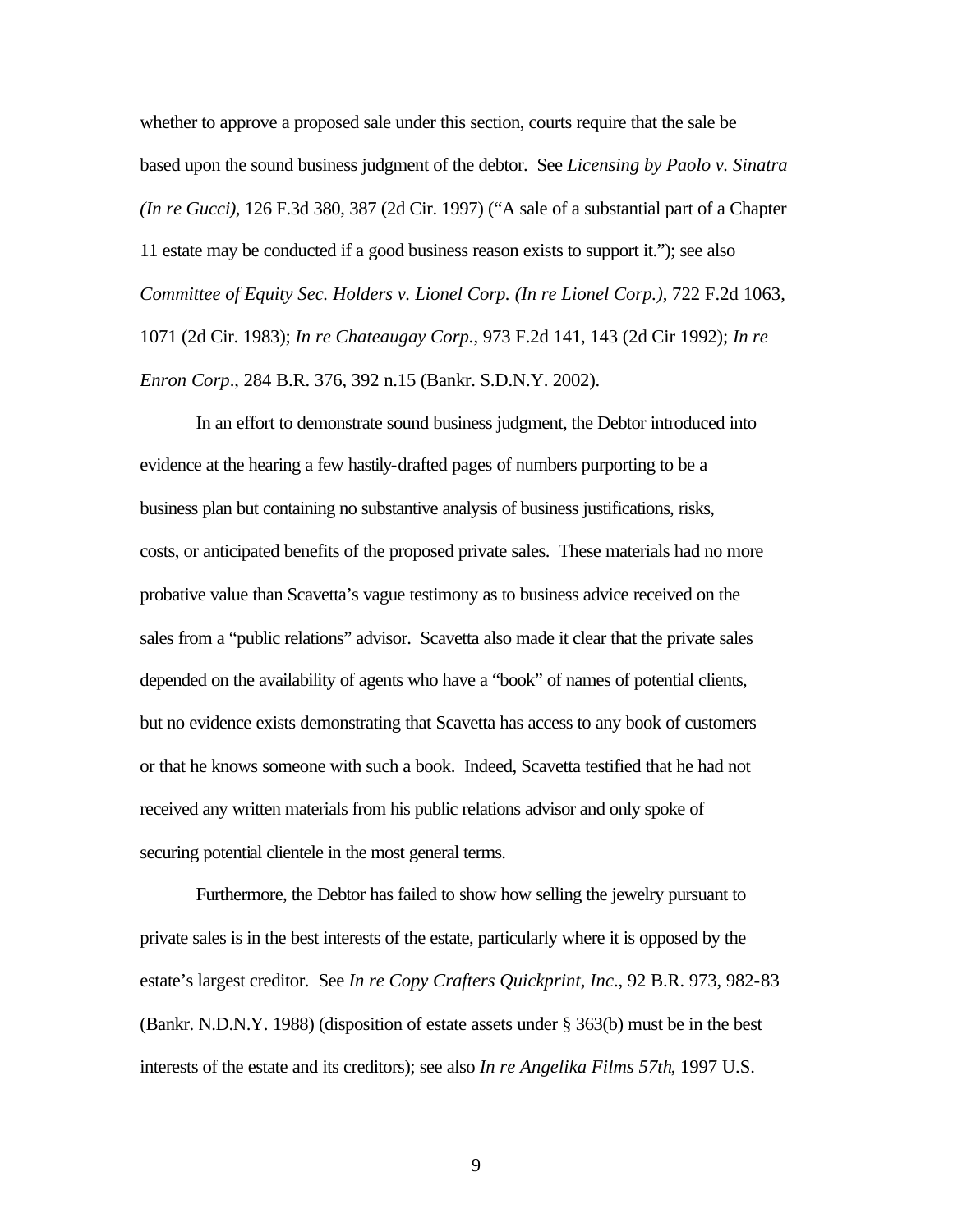whether to approve a proposed sale under this section, courts require that the sale be based upon the sound business judgment of the debtor. See *Licensing by Paolo v. Sinatra (In re Gucci)*, 126 F.3d 380, 387 (2d Cir. 1997) ("A sale of a substantial part of a Chapter 11 estate may be conducted if a good business reason exists to support it."); see also *Committee of Equity Sec. Holders v. Lionel Corp. (In re Lionel Corp.)*, 722 F.2d 1063, 1071 (2d Cir. 1983); *In re Chateaugay Corp.*, 973 F.2d 141, 143 (2d Cir 1992); *In re Enron Corp*., 284 B.R. 376, 392 n.15 (Bankr. S.D.N.Y. 2002).

In an effort to demonstrate sound business judgment, the Debtor introduced into evidence at the hearing a few hastily-drafted pages of numbers purporting to be a business plan but containing no substantive analysis of business justifications, risks, costs, or anticipated benefits of the proposed private sales. These materials had no more probative value than Scavetta's vague testimony as to business advice received on the sales from a "public relations" advisor. Scavetta also made it clear that the private sales depended on the availability of agents who have a "book" of names of potential clients, but no evidence exists demonstrating that Scavetta has access to any book of customers or that he knows someone with such a book. Indeed, Scavetta testified that he had not received any written materials from his public relations advisor and only spoke of securing potential clientele in the most general terms.

Furthermore, the Debtor has failed to show how selling the jewelry pursuant to private sales is in the best interests of the estate, particularly where it is opposed by the estate's largest creditor. See *In re Copy Crafters Quickprint, Inc*., 92 B.R. 973, 982-83 (Bankr. N.D.N.Y. 1988) (disposition of estate assets under § 363(b) must be in the best interests of the estate and its creditors); see also *In re Angelika Films 57th*, 1997 U.S.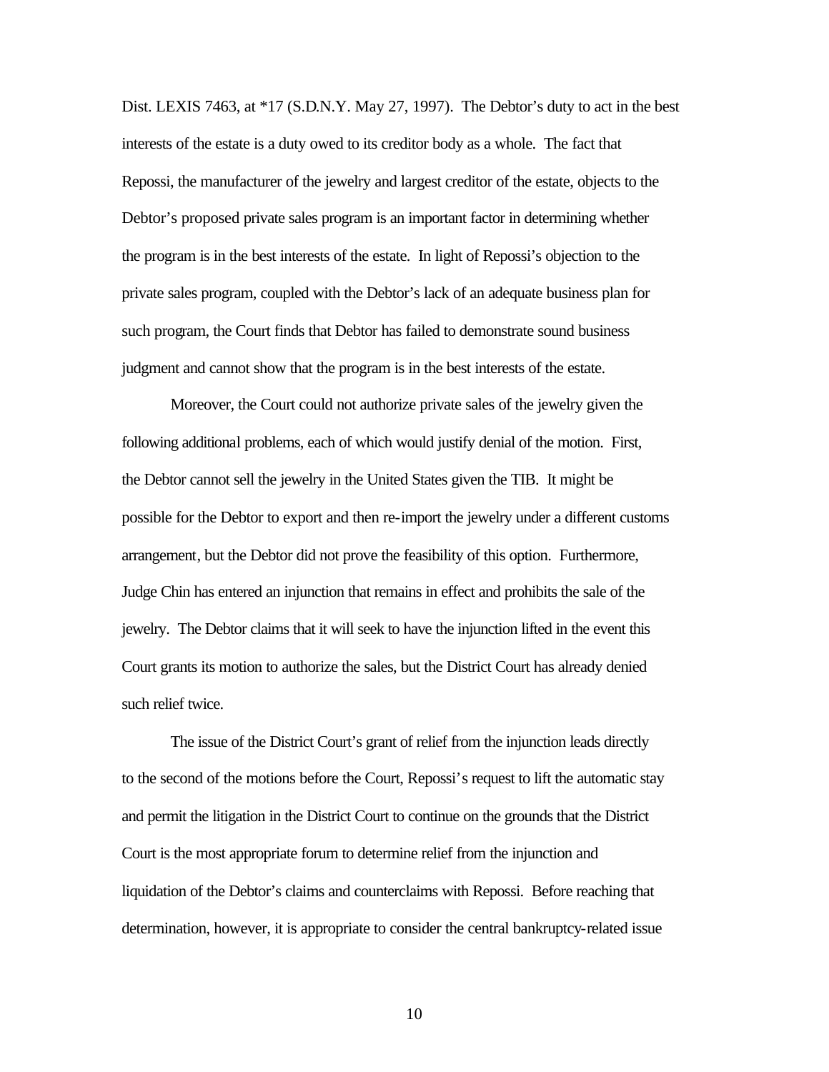Dist. LEXIS 7463, at *17 (S.D.N.Y. May 27, 1997). The Debtor's duty to act in the best interests of the estate is a duty owed to its creditor body as a whole. The fact that Repossi, the manufacturer of the jewelry and largest creditor of the estate, objects to the Debtor's proposed private sales program is an important factor in determining whether the program is in the best interests of the estate. In light of Repossi's objection to the private sales program, coupled with the Debtor's lack of an adequate business plan for such program, the Court finds that Debtor has failed to demonstrate sound business judgment and cannot show that the program is in the best interests of the estate.

Moreover, the Court could not authorize private sales of the jewelry given the following additional problems, each of which would justify denial of the motion. First, the Debtor cannot sell the jewelry in the United States given the TIB. It might be possible for the Debtor to export and then re-import the jewelry under a different customs arrangement, but the Debtor did not prove the feasibility of this option. Furthermore, Judge Chin has entered an injunction that remains in effect and prohibits the sale of the jewelry. The Debtor claims that it will seek to have the injunction lifted in the event this Court grants its motion to authorize the sales, but the District Court has already denied such relief twice.

The issue of the District Court's grant of relief from the injunction leads directly to the second of the motions before the Court, Repossi's request to lift the automatic stay and permit the litigation in the District Court to continue on the grounds that the District Court is the most appropriate forum to determine relief from the injunction and liquidation of the Debtor's claims and counterclaims with Repossi. Before reaching that determination, however, it is appropriate to consider the central bankruptcy-related issue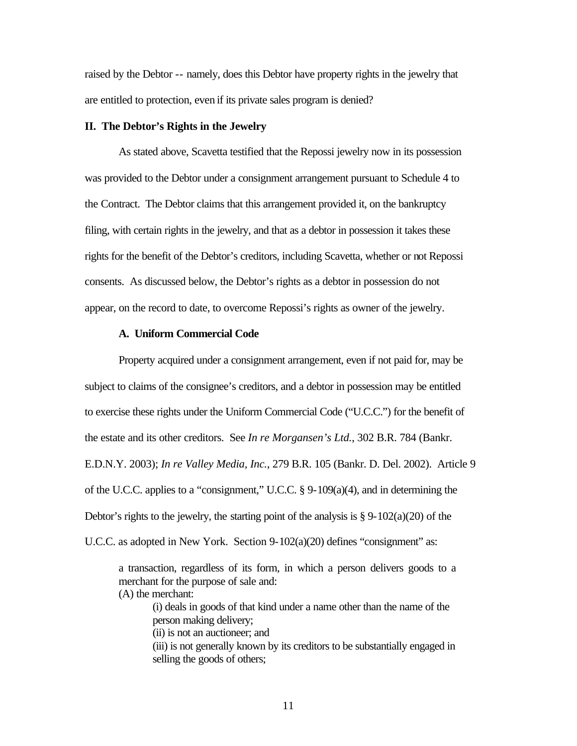raised by the Debtor -- namely, does this Debtor have property rights in the jewelry that are entitled to protection, even if its private sales program is denied?

## II. The Debtor's Rights in the Jewelry

As stated above, Scavetta testified that the Repossi jewelry now in its possession was provided to the Debtor under a consignment arrangement pursuant to Schedule 4 to the Contract. The Debtor claims that this arrangement provided it, on the bankruptcy filing, with certain rights in the jewelry, and that as a debtor in possession it takes these rights for the benefit of the Debtor's creditors, including Scavetta, whether or not Repossi consents. As discussed below, the Debtor's rights as a debtor in possession do not appear, on the record to date, to overcome Repossi's rights as owner of the jewelry.

### A. Uniform Commercial Code

Property acquired under a consignment arrangement, even if not paid for, may be subject to claims of the consignee's creditors, and a debtor in possession may be entitled to exercise these rights under the Uniform Commercial Code ("U.C.C.") for the benefit of the estate and its other creditors. See *In re Morgansen's Ltd.*, 302 B.R. 784 (Bankr. E.D.N.Y. 2003); *In re Valley Media, Inc.*, 279 B.R. 105 (Bankr. D. Del. 2002). Article 9 of the U.C.C. applies to a "consignment," U.C.C. § 9-109(a)(4), and in determining the Debtor's rights to the jewelry, the starting point of the analysis is § 9-102(a)(20) of the U.C.C. as adopted in New York. Section 9-102(a)(20) defines "consignment" as:

> a transaction, regardless of its form, in which a person delivers goods to a merchant for the purpose of sale and:
> (A) the merchant:
> > (i) deals in goods of that kind under a name other than the name of the person making delivery;
> > (ii) is not an auctioneer; and
> > (iii) is not generally known by its creditors to be substantially engaged in selling the goods of others;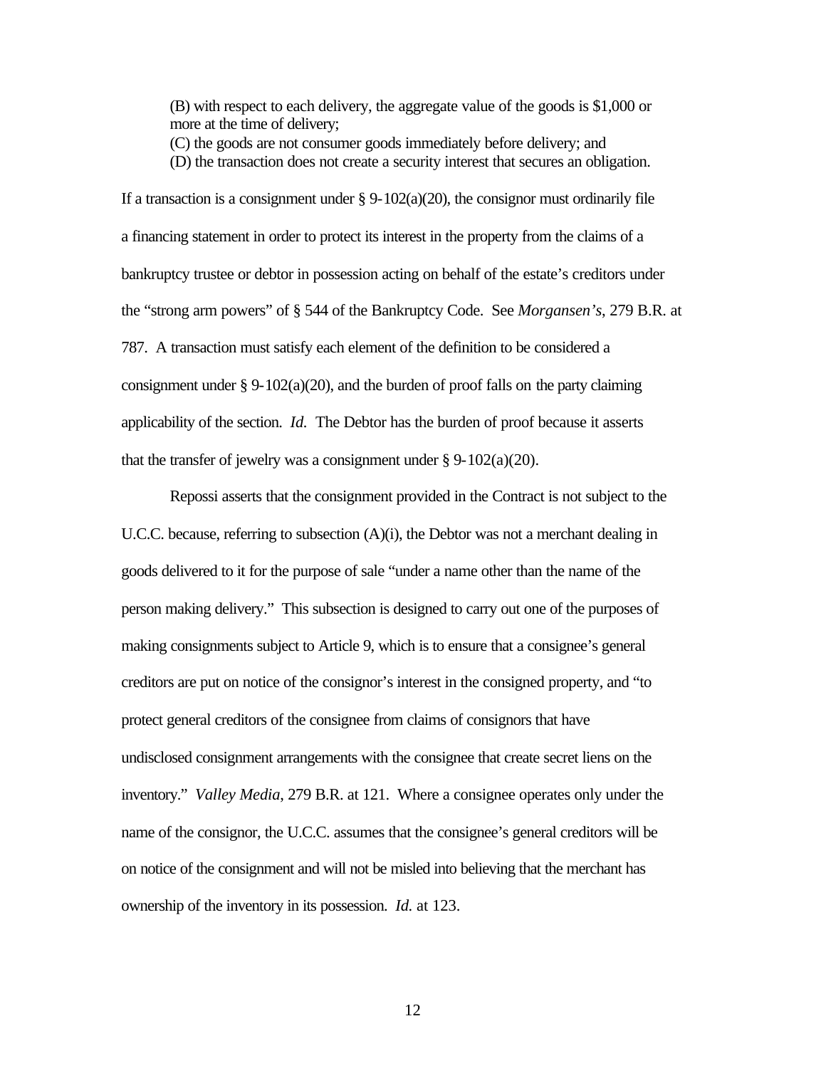> (B) with respect to each delivery, the aggregate value of the goods is $1,000 or more at the time of delivery;
> (C) the goods are not consumer goods immediately before delivery; and
> (D) the transaction does not create a security interest that secures an obligation.

If a transaction is a consignment under § 9-102(a)(20), the consignor must ordinarily file a financing statement in order to protect its interest in the property from the claims of a bankruptcy trustee or debtor in possession acting on behalf of the estate's creditors under the "strong arm powers" of § 544 of the Bankruptcy Code. See *Morgansen's*, 279 B.R. at 787. A transaction must satisfy each element of the definition to be considered a consignment under § 9-102(a)(20), and the burden of proof falls on the party claiming applicability of the section. *Id.* The Debtor has the burden of proof because it asserts that the transfer of jewelry was a consignment under § 9-102(a)(20).

Repossi asserts that the consignment provided in the Contract is not subject to the U.C.C. because, referring to subsection (A)(i), the Debtor was not a merchant dealing in goods delivered to it for the purpose of sale "under a name other than the name of the person making delivery." This subsection is designed to carry out one of the purposes of making consignments subject to Article 9, which is to ensure that a consignee's general creditors are put on notice of the consignor's interest in the consigned property, and "to protect general creditors of the consignee from claims of consignors that have undisclosed consignment arrangements with the consignee that create secret liens on the inventory." *Valley Media*, 279 B.R. at 121. Where a consignee operates only under the name of the consignor, the U.C.C. assumes that the consignee's general creditors will be on notice of the consignment and will not be misled into believing that the merchant has ownership of the inventory in its possession. *Id.* at 123.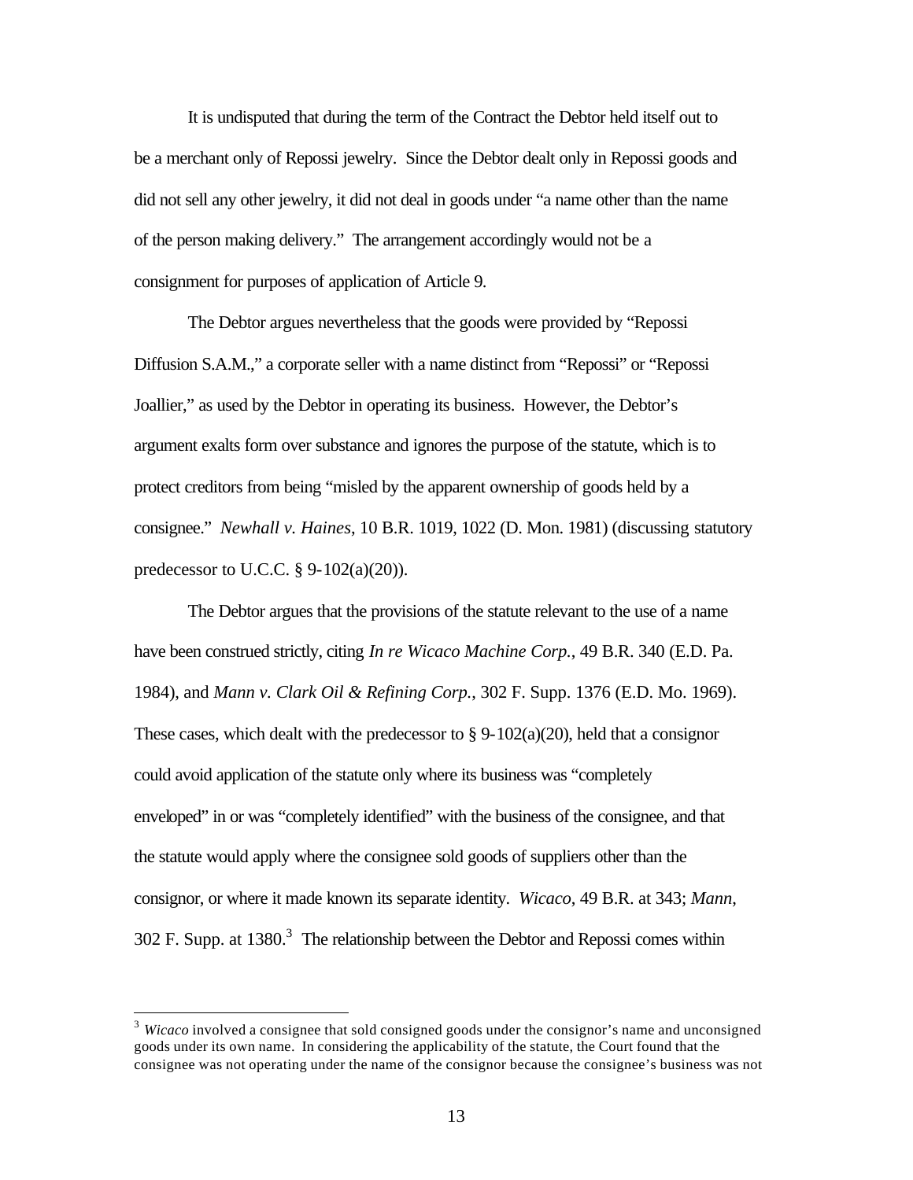It is undisputed that during the term of the Contract the Debtor held itself out to be a merchant only of Repossi jewelry. Since the Debtor dealt only in Repossi goods and did not sell any other jewelry, it did not deal in goods under "a name other than the name of the person making delivery." The arrangement accordingly would not be a consignment for purposes of application of Article 9.

The Debtor argues nevertheless that the goods were provided by "Repossi Diffusion S.A.M.," a corporate seller with a name distinct from "Repossi" or "Repossi Joallier," as used by the Debtor in operating its business. However, the Debtor's argument exalts form over substance and ignores the purpose of the statute, which is to protect creditors from being "misled by the apparent ownership of goods held by a consignee." *Newhall v. Haines*, 10 B.R. 1019, 1022 (D. Mon. 1981) (discussing statutory predecessor to U.C.C. § 9-102(a)(20)).

The Debtor argues that the provisions of the statute relevant to the use of a name have been construed strictly, citing *In re Wicaco Machine Corp.*, 49 B.R. 340 (E.D. Pa. 1984), and *Mann v. Clark Oil & Refining Corp.*, 302 F. Supp. 1376 (E.D. Mo. 1969). These cases, which dealt with the predecessor to § 9-102(a)(20), held that a consignor could avoid application of the statute only where its business was "completely enveloped" in or was "completely identified" with the business of the consignee, and that the statute would apply where the consignee sold goods of suppliers other than the consignor, or where it made known its separate identity. *Wicaco*, 49 B.R. at 343; *Mann*, 302 F. Supp. at 1380.[3] The relationship between the Debtor and Repossi comes within

[3] *Wicaco* involved a consignee that sold consigned goods under the consignor's name and unconsigned goods under its own name. In considering the applicability of the statute, the Court found that the consignee was not operating under the name of the consignor because the consignee's business was not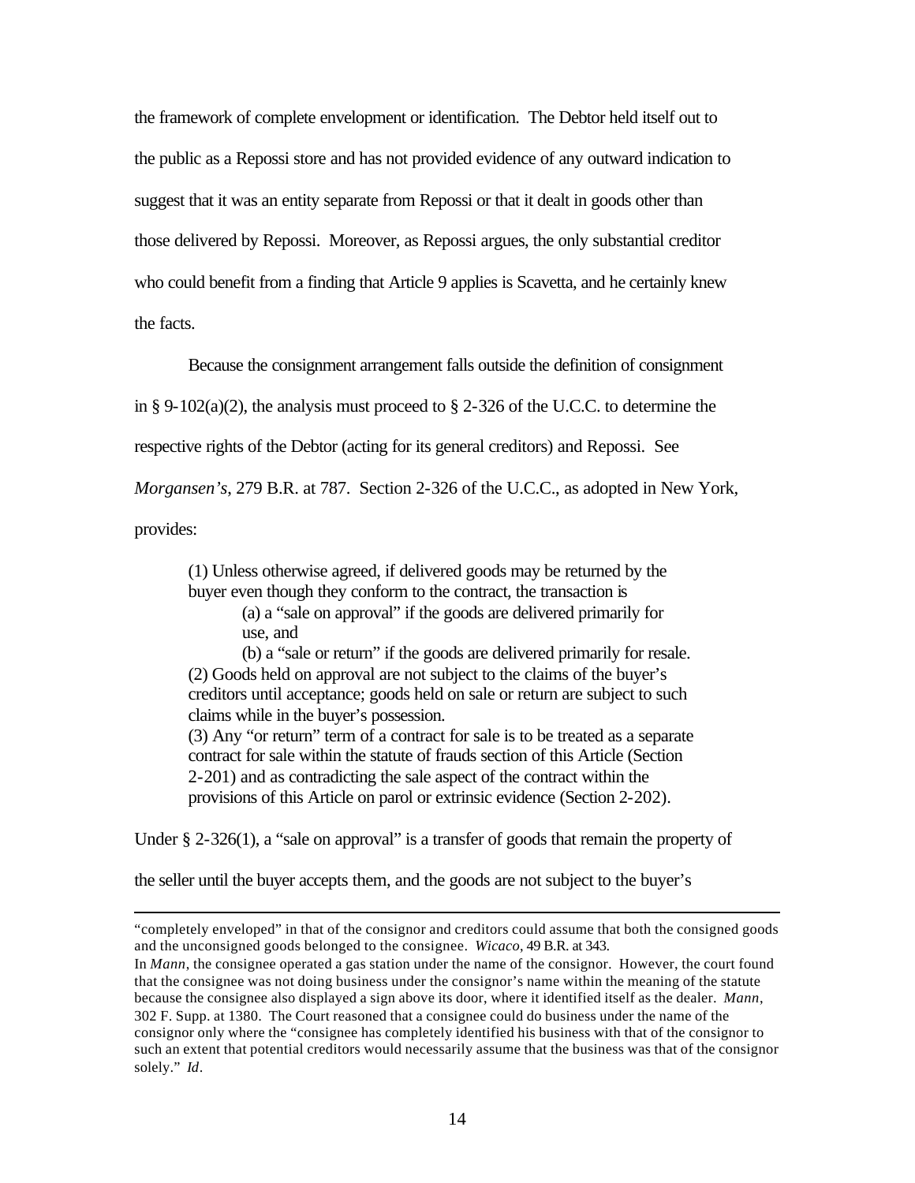the framework of complete envelopment or identification. The Debtor held itself out to the public as a Repossi store and has not provided evidence of any outward indication to suggest that it was an entity separate from Repossi or that it dealt in goods other than those delivered by Repossi. Moreover, as Repossi argues, the only substantial creditor who could benefit from a finding that Article 9 applies is Scavetta, and he certainly knew the facts.

Because the consignment arrangement falls outside the definition of consignment in § 9-102(a)(2), the analysis must proceed to § 2-326 of the U.C.C. to determine the respective rights of the Debtor (acting for its general creditors) and Repossi. See *Morgansen's*, 279 B.R. at 787. Section 2-326 of the U.C.C., as adopted in New York, provides:

> (1) Unless otherwise agreed, if delivered goods may be returned by the buyer even though they conform to the contract, the transaction is
>
> (a) a "sale on approval" if the goods are delivered primarily for use, and
>
> (b) a "sale or return" if the goods are delivered primarily for resale.
>
> (2) Goods held on approval are not subject to the claims of the buyer's creditors until acceptance; goods held on sale or return are subject to such claims while in the buyer's possession.
>
> (3) Any "or return" term of a contract for sale is to be treated as a separate contract for sale within the statute of frauds section of this Article (Section 2-201) and as contradicting the sale aspect of the contract within the provisions of this Article on parol or extrinsic evidence (Section 2-202).

Under § 2-326(1), a "sale on approval" is a transfer of goods that remain the property of the seller until the buyer accepts them, and the goods are not subject to the buyer's

---

"completely enveloped" in that of the consignor and creditors could assume that both the consigned goods and the unconsigned goods belonged to the consignee. *Wicaco*, 49 B.R. at 343.

In *Mann*, the consignee operated a gas station under the name of the consignor. However, the court found that the consignee was not doing business under the consignor's name within the meaning of the statute because the consignee also displayed a sign above its door, where it identified itself as the dealer. *Mann*, 302 F. Supp. at 1380. The Court reasoned that a consignee could do business under the name of the consignor only where the "consignee has completely identified his business with that of the consignor to such an extent that potential creditors would necessarily assume that the business was that of the consignor solely." *Id*.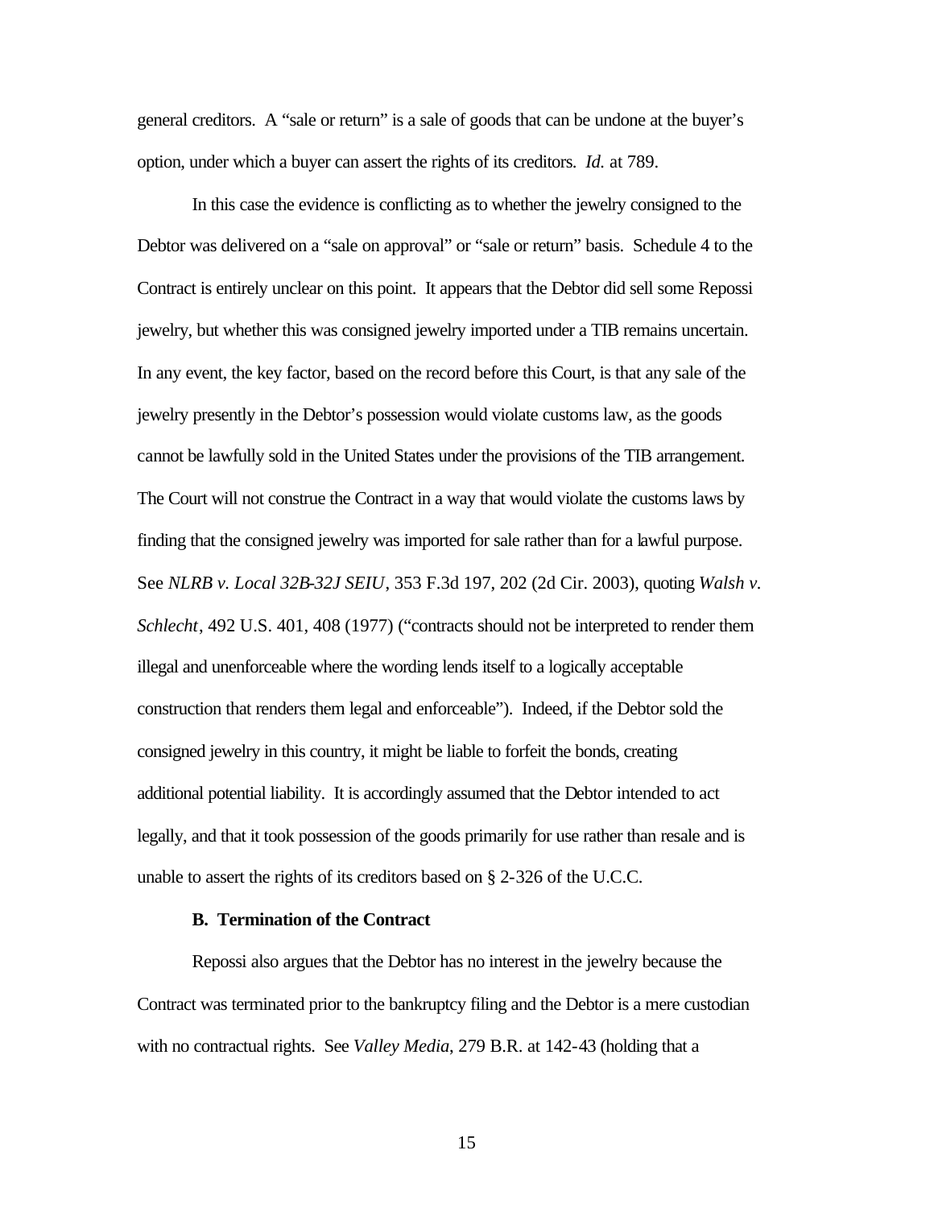general creditors. A "sale or return" is a sale of goods that can be undone at the buyer's option, under which a buyer can assert the rights of its creditors. *Id.* at 789.

In this case the evidence is conflicting as to whether the jewelry consigned to the Debtor was delivered on a "sale on approval" or "sale or return" basis. Schedule 4 to the Contract is entirely unclear on this point. It appears that the Debtor did sell some Repossi jewelry, but whether this was consigned jewelry imported under a TIB remains uncertain. In any event, the key factor, based on the record before this Court, is that any sale of the jewelry presently in the Debtor's possession would violate customs law, as the goods cannot be lawfully sold in the United States under the provisions of the TIB arrangement. The Court will not construe the Contract in a way that would violate the customs laws by finding that the consigned jewelry was imported for sale rather than for a lawful purpose. See *NLRB v. Local 32B-32J SEIU*, 353 F.3d 197, 202 (2d Cir. 2003), quoting *Walsh v. Schlecht*, 492 U.S. 401, 408 (1977) ("contracts should not be interpreted to render them illegal and unenforceable where the wording lends itself to a logically acceptable construction that renders them legal and enforceable"). Indeed, if the Debtor sold the consigned jewelry in this country, it might be liable to forfeit the bonds, creating additional potential liability. It is accordingly assumed that the Debtor intended to act legally, and that it took possession of the goods primarily for use rather than resale and is unable to assert the rights of its creditors based on § 2-326 of the U.C.C.

**B. Termination of the Contract**

Repossi also argues that the Debtor has no interest in the jewelry because the Contract was terminated prior to the bankruptcy filing and the Debtor is a mere custodian with no contractual rights. See *Valley Media*, 279 B.R. at 142-43 (holding that a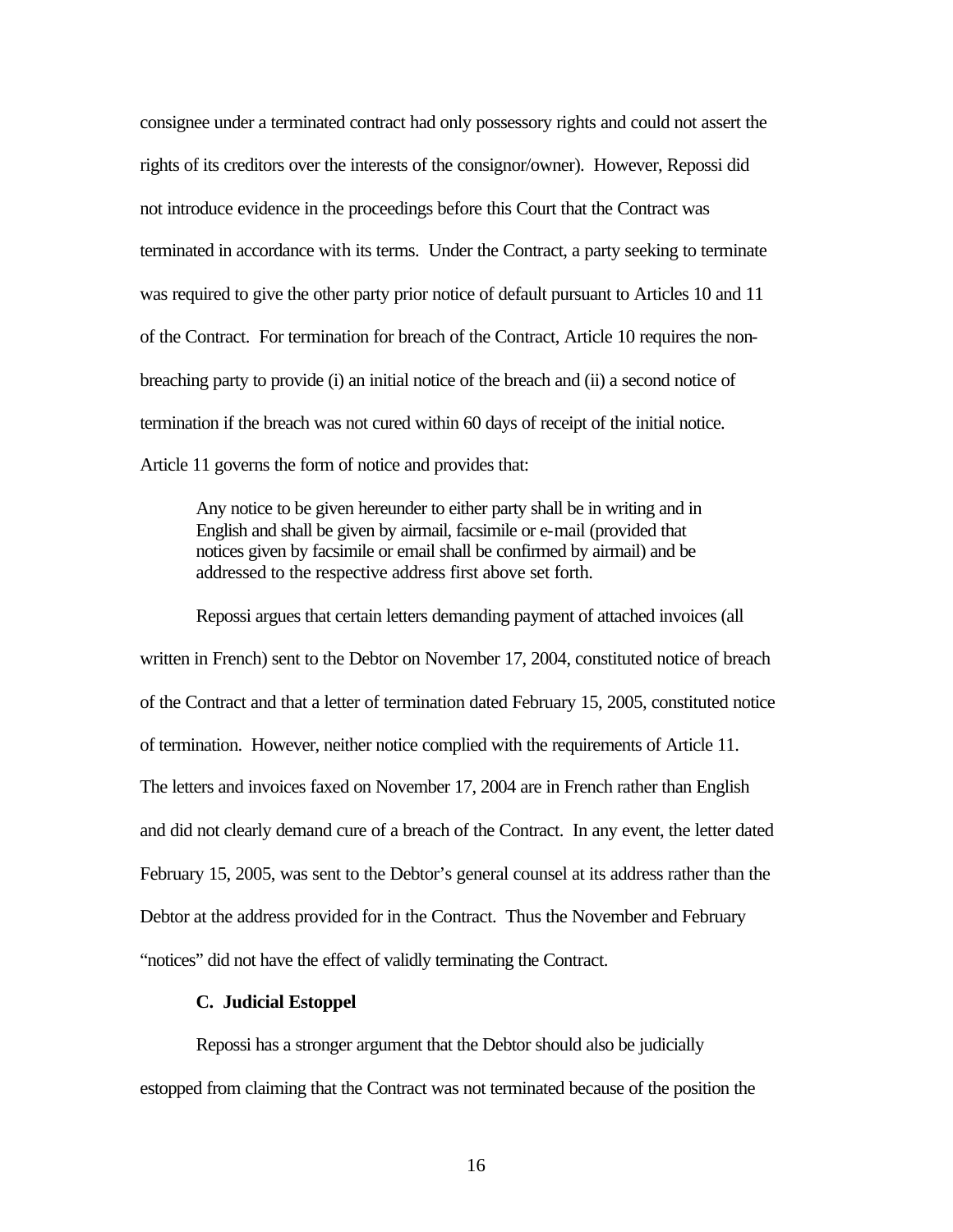consignee under a terminated contract had only possessory rights and could not assert the rights of its creditors over the interests of the consignor/owner). However, Repossi did not introduce evidence in the proceedings before this Court that the Contract was terminated in accordance with its terms. Under the Contract, a party seeking to terminate was required to give the other party prior notice of default pursuant to Articles 10 and 11 of the Contract. For termination for breach of the Contract, Article 10 requires the non-breaching party to provide (i) an initial notice of the breach and (ii) a second notice of termination if the breach was not cured within 60 days of receipt of the initial notice. Article 11 governs the form of notice and provides that:

> Any notice to be given hereunder to either party shall be in writing and in English and shall be given by airmail, facsimile or e-mail (provided that notices given by facsimile or email shall be confirmed by airmail) and be addressed to the respective address first above set forth.

Repossi argues that certain letters demanding payment of attached invoices (all written in French) sent to the Debtor on November 17, 2004, constituted notice of breach of the Contract and that a letter of termination dated February 15, 2005, constituted notice of termination. However, neither notice complied with the requirements of Article 11. The letters and invoices faxed on November 17, 2004 are in French rather than English and did not clearly demand cure of a breach of the Contract. In any event, the letter dated February 15, 2005, was sent to the Debtor's general counsel at its address rather than the Debtor at the address provided for in the Contract. Thus the November and February "notices" did not have the effect of validly terminating the Contract.

### C. Judicial Estoppel

Repossi has a stronger argument that the Debtor should also be judicially estopped from claiming that the Contract was not terminated because of the position the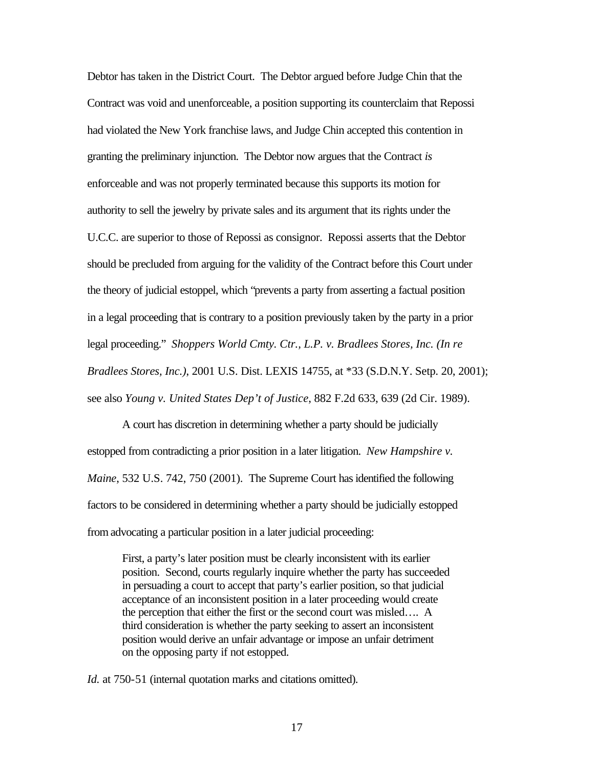Debtor has taken in the District Court. The Debtor argued before Judge Chin that the Contract was void and unenforceable, a position supporting its counterclaim that Repossi had violated the New York franchise laws, and Judge Chin accepted this contention in granting the preliminary injunction. The Debtor now argues that the Contract *is* enforceable and was not properly terminated because this supports its motion for authority to sell the jewelry by private sales and its argument that its rights under the U.C.C. are superior to those of Repossi as consignor. Repossi asserts that the Debtor should be precluded from arguing for the validity of the Contract before this Court under the theory of judicial estoppel, which "prevents a party from asserting a factual position in a legal proceeding that is contrary to a position previously taken by the party in a prior legal proceeding." *Shoppers World Cmty. Ctr., L.P. v. Bradlees Stores, Inc. (In re Bradlees Stores, Inc.)*, 2001 U.S. Dist. LEXIS 14755, at *33 (S.D.N.Y. Setp. 20, 2001); see also *Young v. United States Dep't of Justice*, 882 F.2d 633, 639 (2d Cir. 1989).

A court has discretion in determining whether a party should be judicially estopped from contradicting a prior position in a later litigation. *New Hampshire v. Maine*, 532 U.S. 742, 750 (2001). The Supreme Court has identified the following factors to be considered in determining whether a party should be judicially estopped from advocating a particular position in a later judicial proceeding:

> First, a party's later position must be clearly inconsistent with its earlier position. Second, courts regularly inquire whether the party has succeeded in persuading a court to accept that party's earlier position, so that judicial acceptance of an inconsistent position in a later proceeding would create the perception that either the first or the second court was misled…. A third consideration is whether the party seeking to assert an inconsistent position would derive an unfair advantage or impose an unfair detriment on the opposing party if not estopped.

*Id.* at 750-51 (internal quotation marks and citations omitted).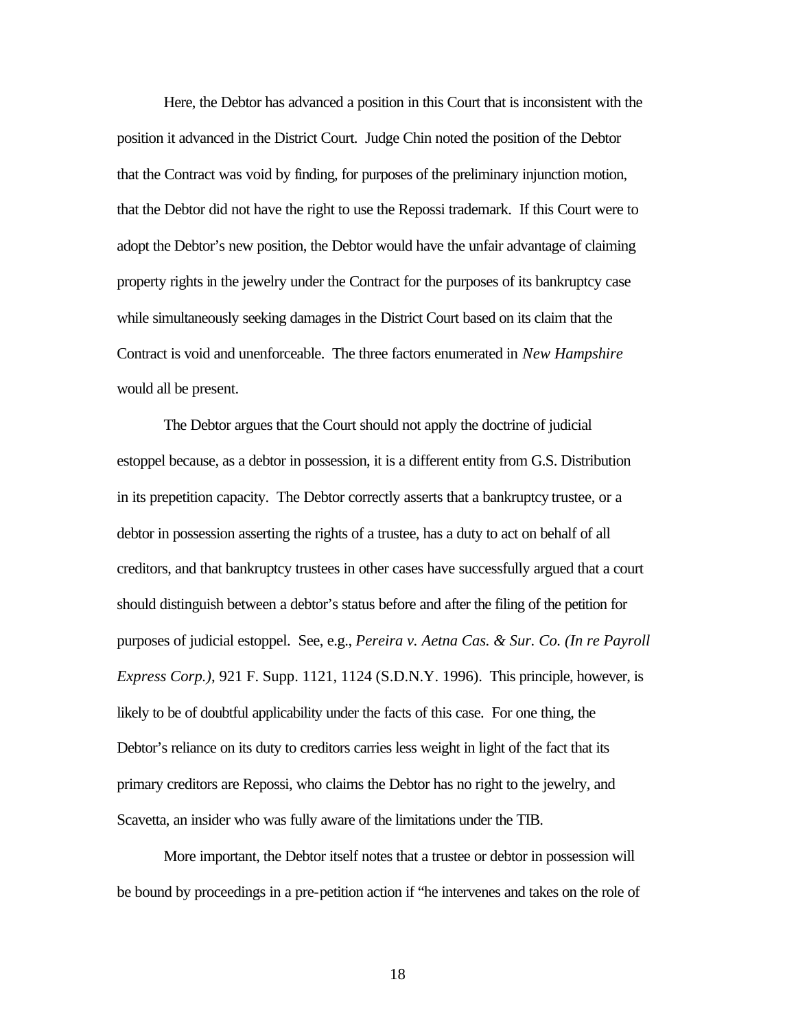Here, the Debtor has advanced a position in this Court that is inconsistent with the position it advanced in the District Court. Judge Chin noted the position of the Debtor that the Contract was void by finding, for purposes of the preliminary injunction motion, that the Debtor did not have the right to use the Repossi trademark. If this Court were to adopt the Debtor's new position, the Debtor would have the unfair advantage of claiming property rights in the jewelry under the Contract for the purposes of its bankruptcy case while simultaneously seeking damages in the District Court based on its claim that the Contract is void and unenforceable. The three factors enumerated in *New Hampshire* would all be present.

The Debtor argues that the Court should not apply the doctrine of judicial estoppel because, as a debtor in possession, it is a different entity from G.S. Distribution in its prepetition capacity. The Debtor correctly asserts that a bankruptcy trustee, or a debtor in possession asserting the rights of a trustee, has a duty to act on behalf of all creditors, and that bankruptcy trustees in other cases have successfully argued that a court should distinguish between a debtor's status before and after the filing of the petition for purposes of judicial estoppel. See, e.g., *Pereira v. Aetna Cas. & Sur. Co. (In re Payroll Express Corp.)*, 921 F. Supp. 1121, 1124 (S.D.N.Y. 1996). This principle, however, is likely to be of doubtful applicability under the facts of this case. For one thing, the Debtor's reliance on its duty to creditors carries less weight in light of the fact that its primary creditors are Repossi, who claims the Debtor has no right to the jewelry, and Scavetta, an insider who was fully aware of the limitations under the TIB.

More important, the Debtor itself notes that a trustee or debtor in possession will be bound by proceedings in a pre-petition action if "he intervenes and takes on the role of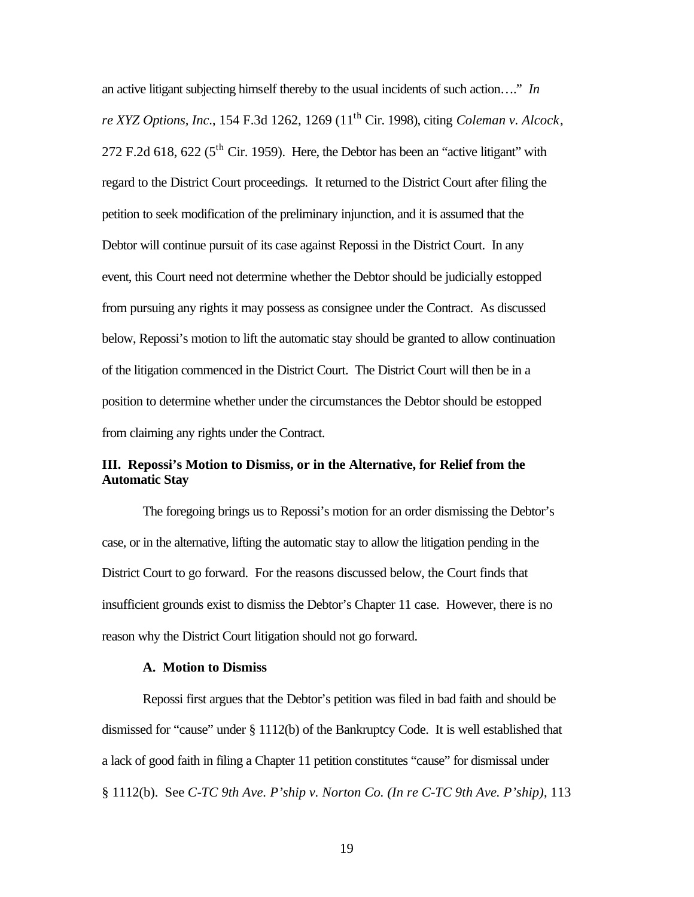an active litigant subjecting himself thereby to the usual incidents of such action…." *In re XYZ Options, Inc.*, 154 F.3d 1262, 1269 (11th Cir. 1998), citing *Coleman v. Alcock*, 272 F.2d 618, 622 (5th Cir. 1959). Here, the Debtor has been an "active litigant" with regard to the District Court proceedings. It returned to the District Court after filing the petition to seek modification of the preliminary injunction, and it is assumed that the Debtor will continue pursuit of its case against Repossi in the District Court. In any event, this Court need not determine whether the Debtor should be judicially estopped from pursuing any rights it may possess as consignee under the Contract. As discussed below, Repossi's motion to lift the automatic stay should be granted to allow continuation of the litigation commenced in the District Court. The District Court will then be in a position to determine whether under the circumstances the Debtor should be estopped from claiming any rights under the Contract.

### III. Repossi's Motion to Dismiss, or in the Alternative, for Relief from the Automatic Stay

The foregoing brings us to Repossi's motion for an order dismissing the Debtor's case, or in the alternative, lifting the automatic stay to allow the litigation pending in the District Court to go forward. For the reasons discussed below, the Court finds that insufficient grounds exist to dismiss the Debtor's Chapter 11 case. However, there is no reason why the District Court litigation should not go forward.

#### A. Motion to Dismiss

Repossi first argues that the Debtor's petition was filed in bad faith and should be dismissed for "cause" under § 1112(b) of the Bankruptcy Code. It is well established that a lack of good faith in filing a Chapter 11 petition constitutes "cause" for dismissal under § 1112(b). See *C-TC 9th Ave. P'ship v. Norton Co. (In re C-TC 9th Ave. P'ship)*, 113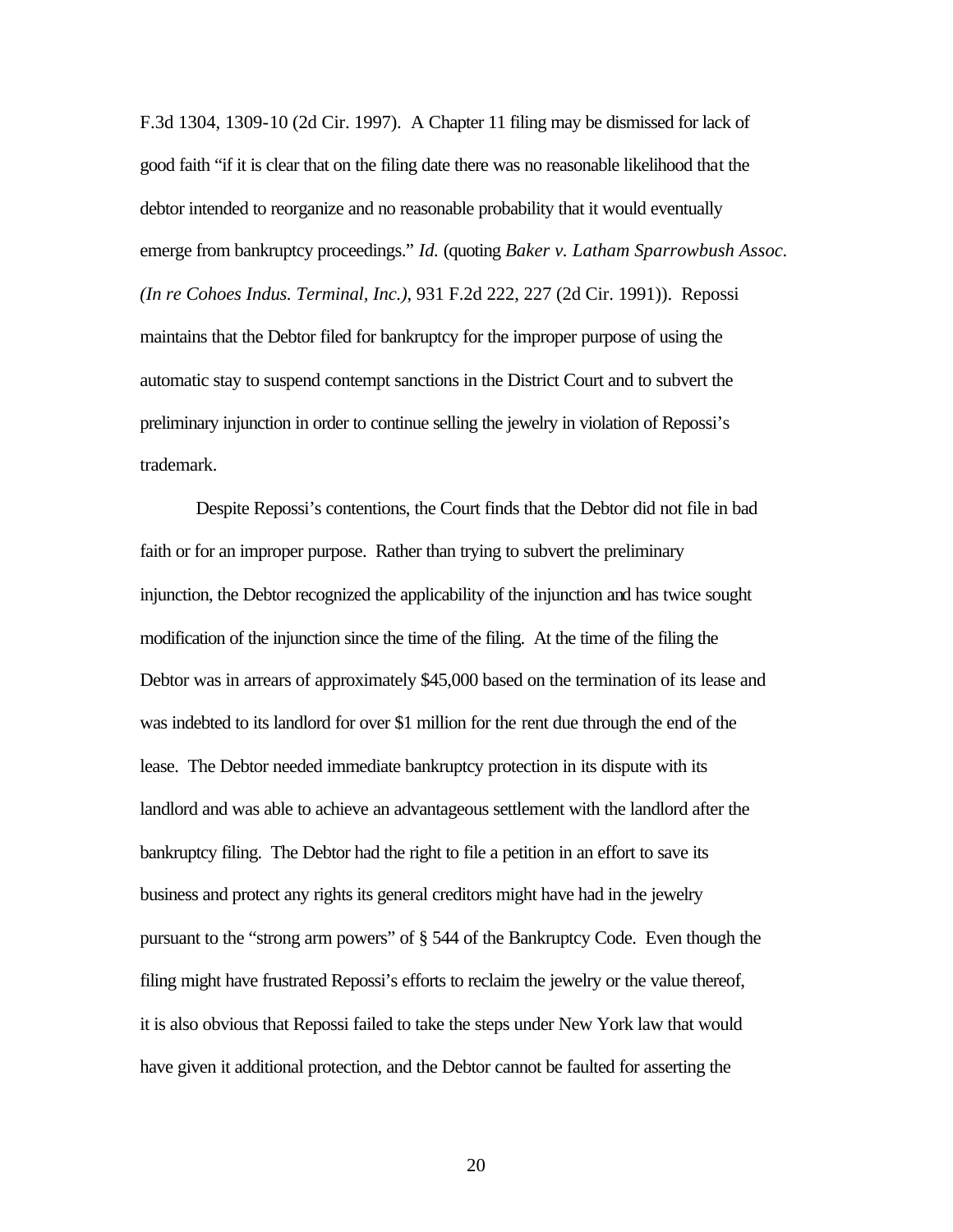F.3d 1304, 1309-10 (2d Cir. 1997). A Chapter 11 filing may be dismissed for lack of good faith "if it is clear that on the filing date there was no reasonable likelihood that the debtor intended to reorganize and no reasonable probability that it would eventually emerge from bankruptcy proceedings." *Id.* (quoting *Baker v. Latham Sparrowbush Assoc. (In re Cohoes Indus. Terminal, Inc.)*, 931 F.2d 222, 227 (2d Cir. 1991)). Repossi maintains that the Debtor filed for bankruptcy for the improper purpose of using the automatic stay to suspend contempt sanctions in the District Court and to subvert the preliminary injunction in order to continue selling the jewelry in violation of Repossi's trademark.

Despite Repossi's contentions, the Court finds that the Debtor did not file in bad faith or for an improper purpose. Rather than trying to subvert the preliminary injunction, the Debtor recognized the applicability of the injunction and has twice sought modification of the injunction since the time of the filing. At the time of the filing the Debtor was in arrears of approximately $45,000 based on the termination of its lease and was indebted to its landlord for over $1 million for the rent due through the end of the lease. The Debtor needed immediate bankruptcy protection in its dispute with its landlord and was able to achieve an advantageous settlement with the landlord after the bankruptcy filing. The Debtor had the right to file a petition in an effort to save its business and protect any rights its general creditors might have had in the jewelry pursuant to the "strong arm powers" of § 544 of the Bankruptcy Code. Even though the filing might have frustrated Repossi's efforts to reclaim the jewelry or the value thereof, it is also obvious that Repossi failed to take the steps under New York law that would have given it additional protection, and the Debtor cannot be faulted for asserting the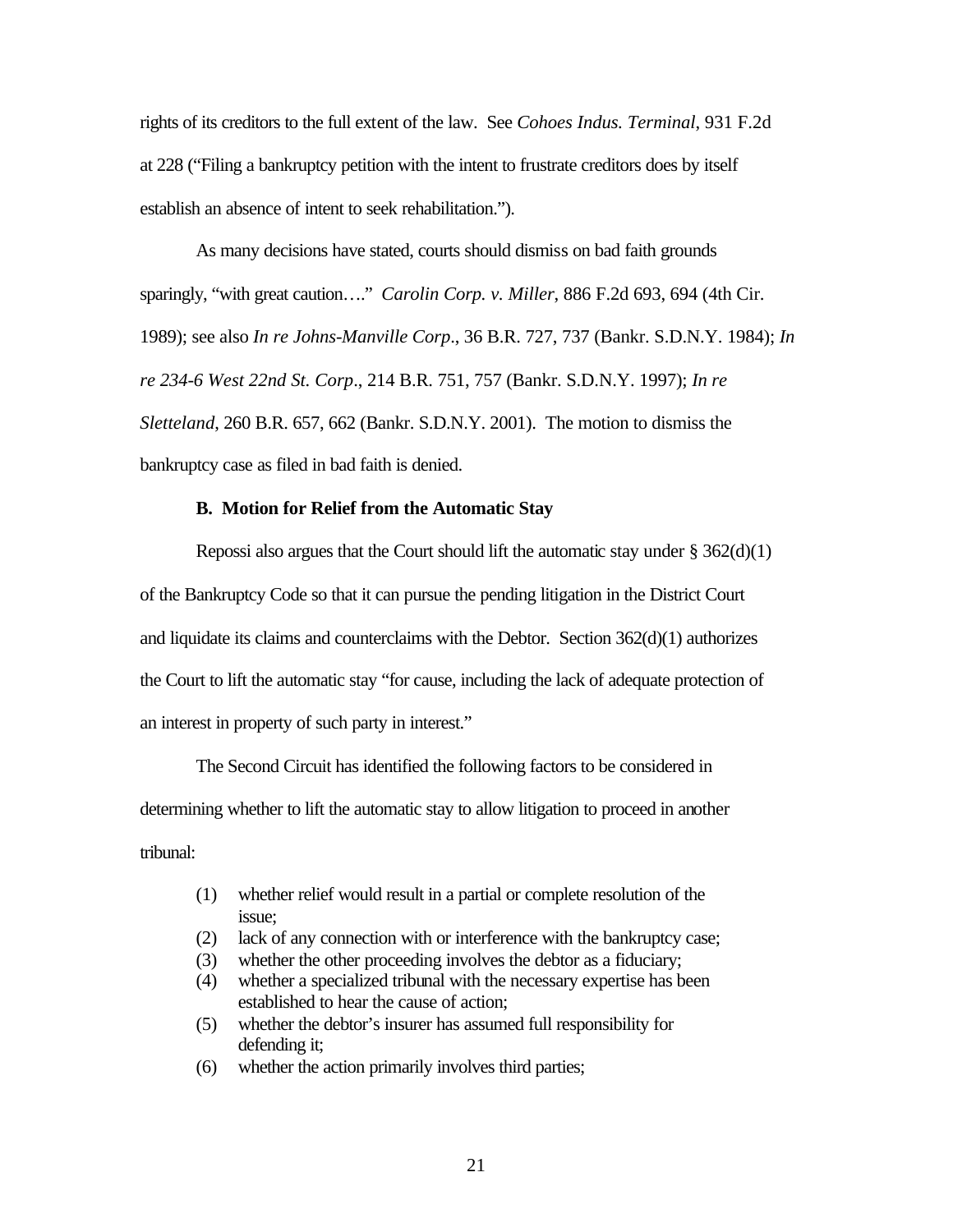rights of its creditors to the full extent of the law. See *Cohoes Indus. Terminal*, 931 F.2d at 228 ("Filing a bankruptcy petition with the intent to frustrate creditors does by itself establish an absence of intent to seek rehabilitation.").

As many decisions have stated, courts should dismiss on bad faith grounds sparingly, "with great caution…." *Carolin Corp. v. Miller*, 886 F.2d 693, 694 (4th Cir. 1989); see also *In re Johns-Manville Corp*., 36 B.R. 727, 737 (Bankr. S.D.N.Y. 1984); *In re 234-6 West 22nd St. Corp*., 214 B.R. 751, 757 (Bankr. S.D.N.Y. 1997); *In re Sletteland*, 260 B.R. 657, 662 (Bankr. S.D.N.Y. 2001). The motion to dismiss the bankruptcy case as filed in bad faith is denied.

**B. Motion for Relief from the Automatic Stay**

Repossi also argues that the Court should lift the automatic stay under § 362(d)(1) of the Bankruptcy Code so that it can pursue the pending litigation in the District Court and liquidate its claims and counterclaims with the Debtor. Section 362(d)(1) authorizes the Court to lift the automatic stay "for cause, including the lack of adequate protection of an interest in property of such party in interest."

The Second Circuit has identified the following factors to be considered in determining whether to lift the automatic stay to allow litigation to proceed in another tribunal:

(1) whether relief would result in a partial or complete resolution of the issue;
(2) lack of any connection with or interference with the bankruptcy case;
(3) whether the other proceeding involves the debtor as a fiduciary;
(4) whether a specialized tribunal with the necessary expertise has been established to hear the cause of action;
(5) whether the debtor's insurer has assumed full responsibility for defending it;
(6) whether the action primarily involves third parties;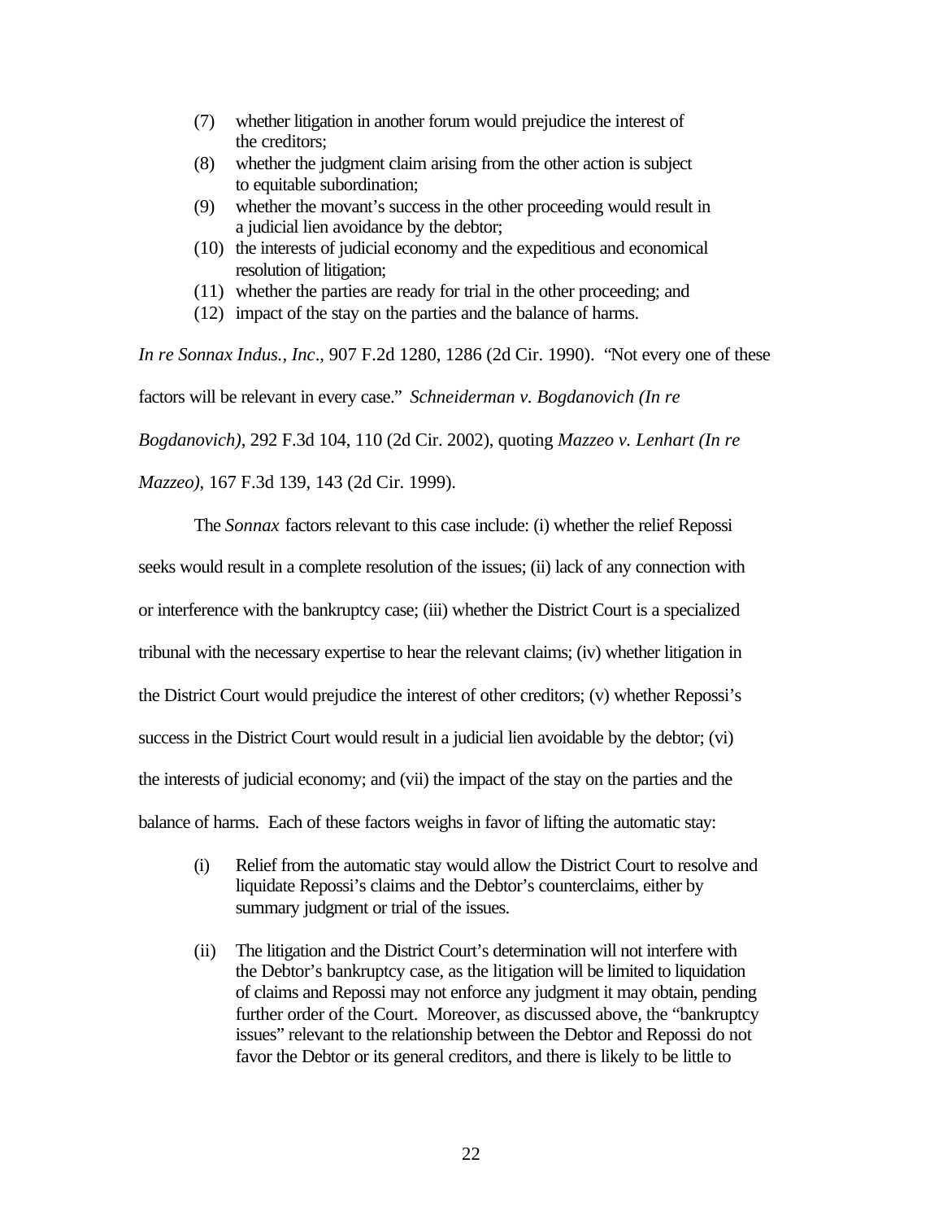(7) whether litigation in another forum would prejudice the interest of the creditors;
(8) whether the judgment claim arising from the other action is subject to equitable subordination;
(9) whether the movant's success in the other proceeding would result in a judicial lien avoidance by the debtor;
(10) the interests of judicial economy and the expeditious and economical resolution of litigation;
(11) whether the parties are ready for trial in the other proceeding; and
(12) impact of the stay on the parties and the balance of harms.

*In re Sonnax Indus., Inc*., 907 F.2d 1280, 1286 (2d Cir. 1990). "Not every one of these factors will be relevant in every case." *Schneiderman v. Bogdanovich (In re Bogdanovich)*, 292 F.3d 104, 110 (2d Cir. 2002), quoting *Mazzeo v. Lenhart (In re Mazzeo)*, 167 F.3d 139, 143 (2d Cir. 1999).

The *Sonnax* factors relevant to this case include: (i) whether the relief Repossi seeks would result in a complete resolution of the issues; (ii) lack of any connection with or interference with the bankruptcy case; (iii) whether the District Court is a specialized tribunal with the necessary expertise to hear the relevant claims; (iv) whether litigation in the District Court would prejudice the interest of other creditors; (v) whether Repossi's success in the District Court would result in a judicial lien avoidable by the debtor; (vi) the interests of judicial economy; and (vii) the impact of the stay on the parties and the balance of harms. Each of these factors weighs in favor of lifting the automatic stay:

(i) Relief from the automatic stay would allow the District Court to resolve and liquidate Repossi's claims and the Debtor's counterclaims, either by summary judgment or trial of the issues.

(ii) The litigation and the District Court's determination will not interfere with the Debtor's bankruptcy case, as the litigation will be limited to liquidation of claims and Repossi may not enforce any judgment it may obtain, pending further order of the Court. Moreover, as discussed above, the "bankruptcy issues" relevant to the relationship between the Debtor and Repossi do not favor the Debtor or its general creditors, and there is likely to be little to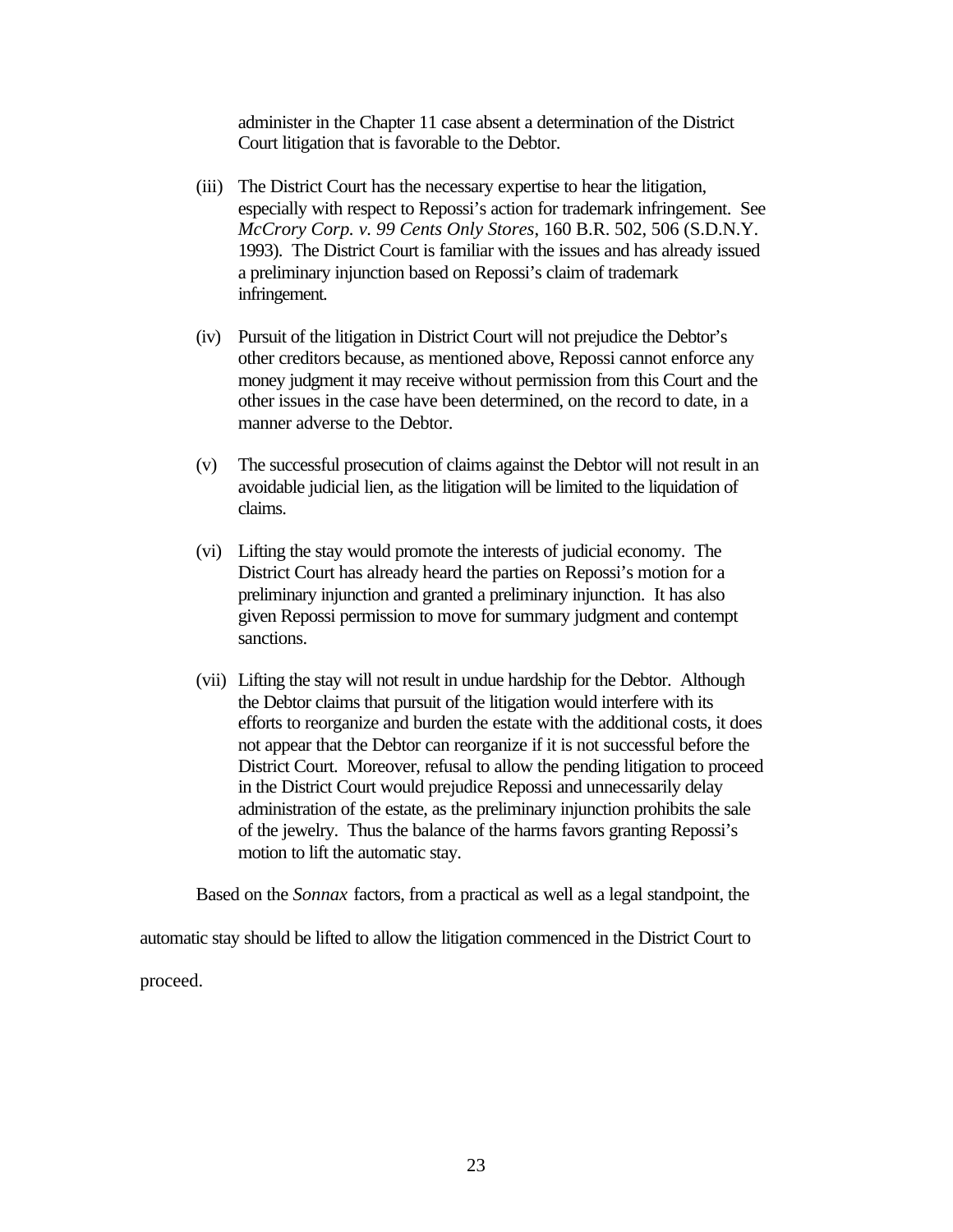administer in the Chapter 11 case absent a determination of the District Court litigation that is favorable to the Debtor.

(iii) The District Court has the necessary expertise to hear the litigation, especially with respect to Repossi's action for trademark infringement. See *McCrory Corp. v. 99 Cents Only Stores*, 160 B.R. 502, 506 (S.D.N.Y. 1993). The District Court is familiar with the issues and has already issued a preliminary injunction based on Repossi's claim of trademark infringement.

(iv) Pursuit of the litigation in District Court will not prejudice the Debtor's other creditors because, as mentioned above, Repossi cannot enforce any money judgment it may receive without permission from this Court and the other issues in the case have been determined, on the record to date, in a manner adverse to the Debtor.

(v) The successful prosecution of claims against the Debtor will not result in an avoidable judicial lien, as the litigation will be limited to the liquidation of claims.

(vi) Lifting the stay would promote the interests of judicial economy. The District Court has already heard the parties on Repossi's motion for a preliminary injunction and granted a preliminary injunction. It has also given Repossi permission to move for summary judgment and contempt sanctions.

(vii) Lifting the stay will not result in undue hardship for the Debtor. Although the Debtor claims that pursuit of the litigation would interfere with its efforts to reorganize and burden the estate with the additional costs, it does not appear that the Debtor can reorganize if it is not successful before the District Court. Moreover, refusal to allow the pending litigation to proceed in the District Court would prejudice Repossi and unnecessarily delay administration of the estate, as the preliminary injunction prohibits the sale of the jewelry. Thus the balance of the harms favors granting Repossi's motion to lift the automatic stay.

Based on the *Sonnax* factors, from a practical as well as a legal standpoint, the automatic stay should be lifted to allow the litigation commenced in the District Court to proceed.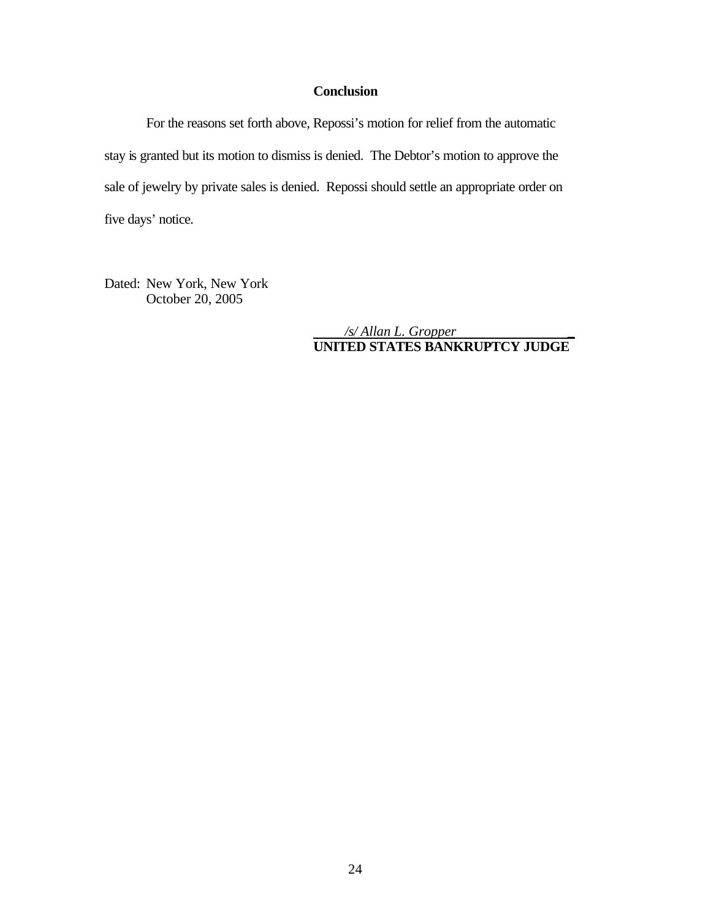## Conclusion

For the reasons set forth above, Repossi's motion for relief from the automatic stay is granted but its motion to dismiss is denied. The Debtor's motion to approve the sale of jewelry by private sales is denied. Repossi should settle an appropriate order on five days' notice.

Dated: New York, New York
October 20, 2005

*/s/ Allan L. Gropper*
**UNITED STATES BANKRUPTCY JUDGE**